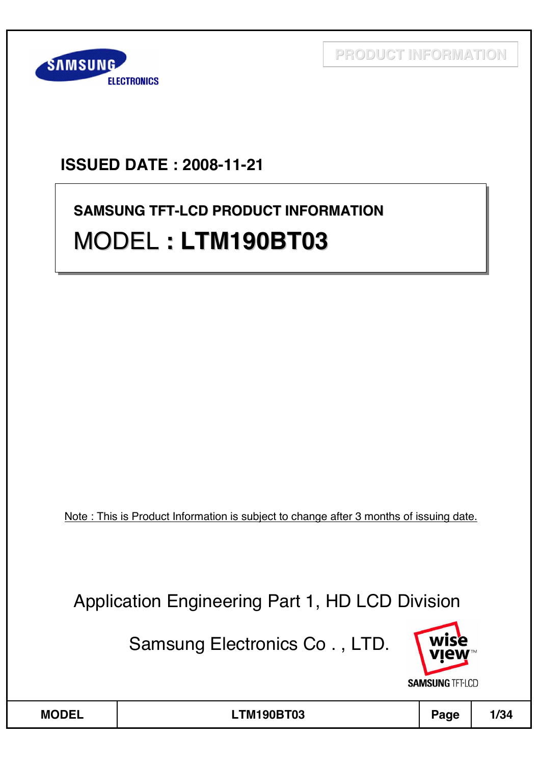PRODUCT INFORMATION

**ISSUED DATE : 2008-11-21**

**SAMSUNG TFT-LCD PRODUCT INFORMATION**

# MODEL : LTM190BT03

Note : This is Product Information is subject to change after 3 months of issuing date.

Application Engineering Part 1, HD LCD Division

Samsung Electronics Co . , LTD.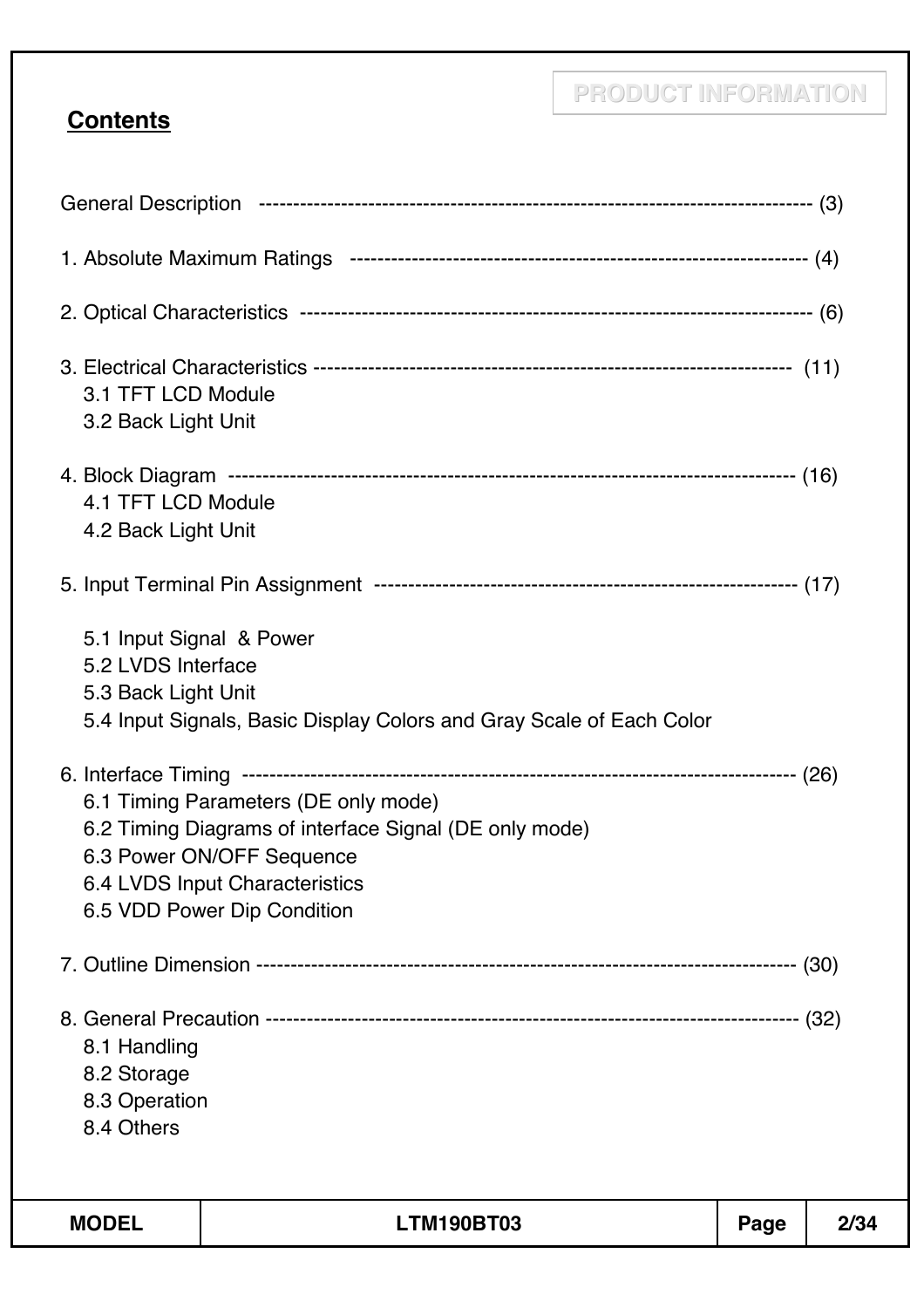## Contents

General Description ------------------------------------------------------------------------------- (3)

1. Absolute Maximum Ratings ------------------------------------------------------------------- (4)

2. Optical Characteristics ------------------------------------------------------------------------- (6)

3. Electrical Characteristics --------------------------------------------------------------------- (11)
   - 3.1 TFT LCD Module
   - 3.2 Back Light Unit

4. Block Diagram -------------------------------------------------------------------------------- (16)
   - 4.1 TFT LCD Module
   - 4.2 Back Light Unit

5. Input Terminal Pin Assignment ------------------------------------------------------------- (17)
   - 5.1 Input Signal & Power
   - 5.2 LVDS Interface
   - 5.3 Back Light Unit
   - 5.4 Input Signals, Basic Display Colors and Gray Scale of Each Color

6. Interface Timing ------------------------------------------------------------------------------ (26)
   - 6.1 Timing Parameters (DE only mode)
   - 6.2 Timing Diagrams of interface Signal (DE only mode)
   - 6.3 Power ON/OFF Sequence
   - 6.4 LVDS Input Characteristics
   - 6.5 VDD Power Dip Condition

7. Outline Dimension --------------------------------------------------------------------------- (30)

8. General Precaution -------------------------------------------------------------------------- (32)
   - 8.1 Handling
   - 8.2 Storage
   - 8.3 Operation
   - 8.4 Others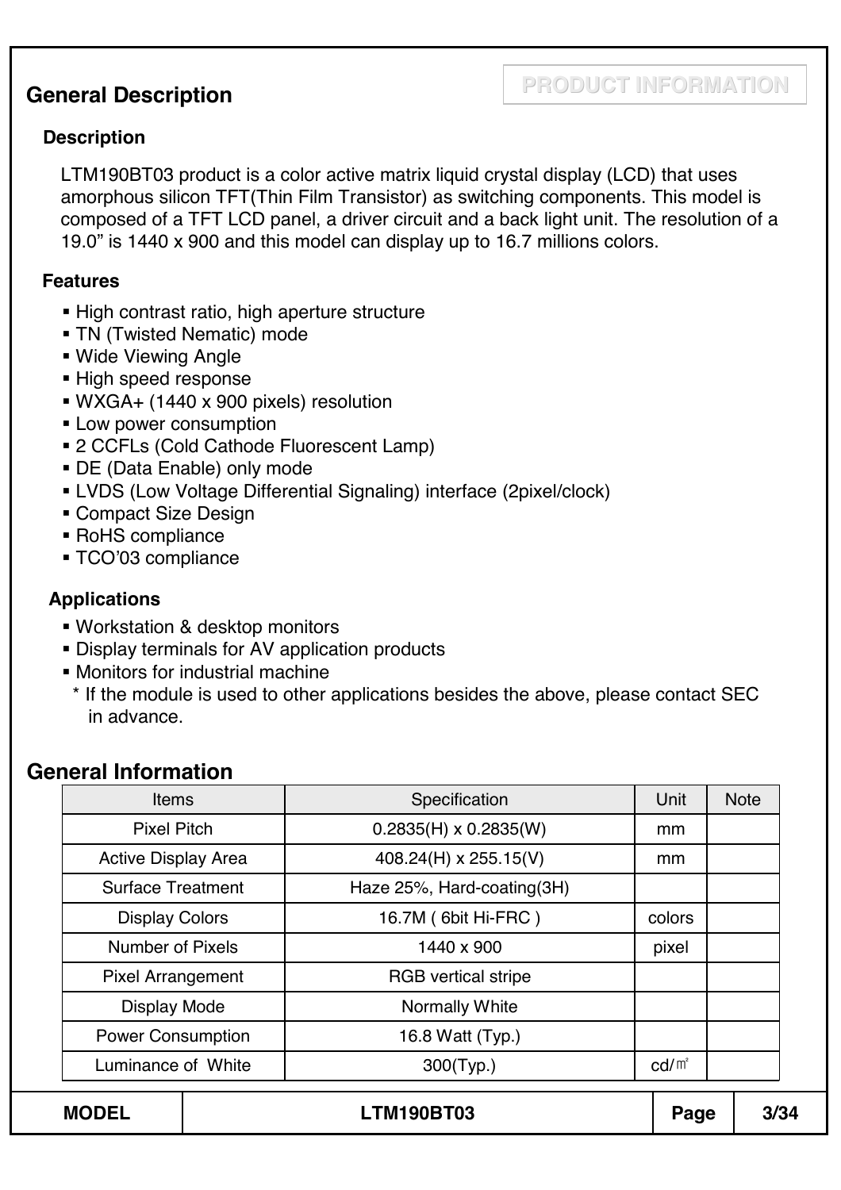## General Description

### Description

LTM190BT03 product is a color active matrix liquid crystal display (LCD) that uses amorphous silicon TFT(Thin Film Transistor) as switching components. This model is composed of a TFT LCD panel, a driver circuit and a back light unit. The resolution of a 19.0" is 1440 x 900 and this model can display up to 16.7 millions colors.

### Features

- High contrast ratio, high aperture structure
- TN (Twisted Nematic) mode
- Wide Viewing Angle
- High speed response
- WXGA+ (1440 x 900 pixels) resolution
- Low power consumption
- 2 CCFLs (Cold Cathode Fluorescent Lamp)
- DE (Data Enable) only mode
- LVDS (Low Voltage Differential Signaling) interface (2pixel/clock)
- Compact Size Design
- RoHS compliance
- TCO'03 compliance

### Applications

- Workstation & desktop monitors
- Display terminals for AV application products
- Monitors for industrial machine

\* If the module is used to other applications besides the above, please contact SEC in advance.

## General Information

| Items | Specification | Unit | Note |
|---|---|---|---|
| Pixel Pitch | 0.2835(H) x 0.2835(W) | mm | |
| Active Display Area | 408.24(H) x 255.15(V) | mm | |
| Surface Treatment | Haze 25%, Hard-coating(3H) | | |
| Display Colors | 16.7M ( 6bit Hi-FRC ) | colors | |
| Number of Pixels | 1440 x 900 | pixel | |
| Pixel Arrangement | RGB vertical stripe | | |
| Display Mode | Normally White | | |
| Power Consumption | 16.8 Watt (Typ.) | | |
| Luminance of White | 300(Typ.) | cd/㎡ | |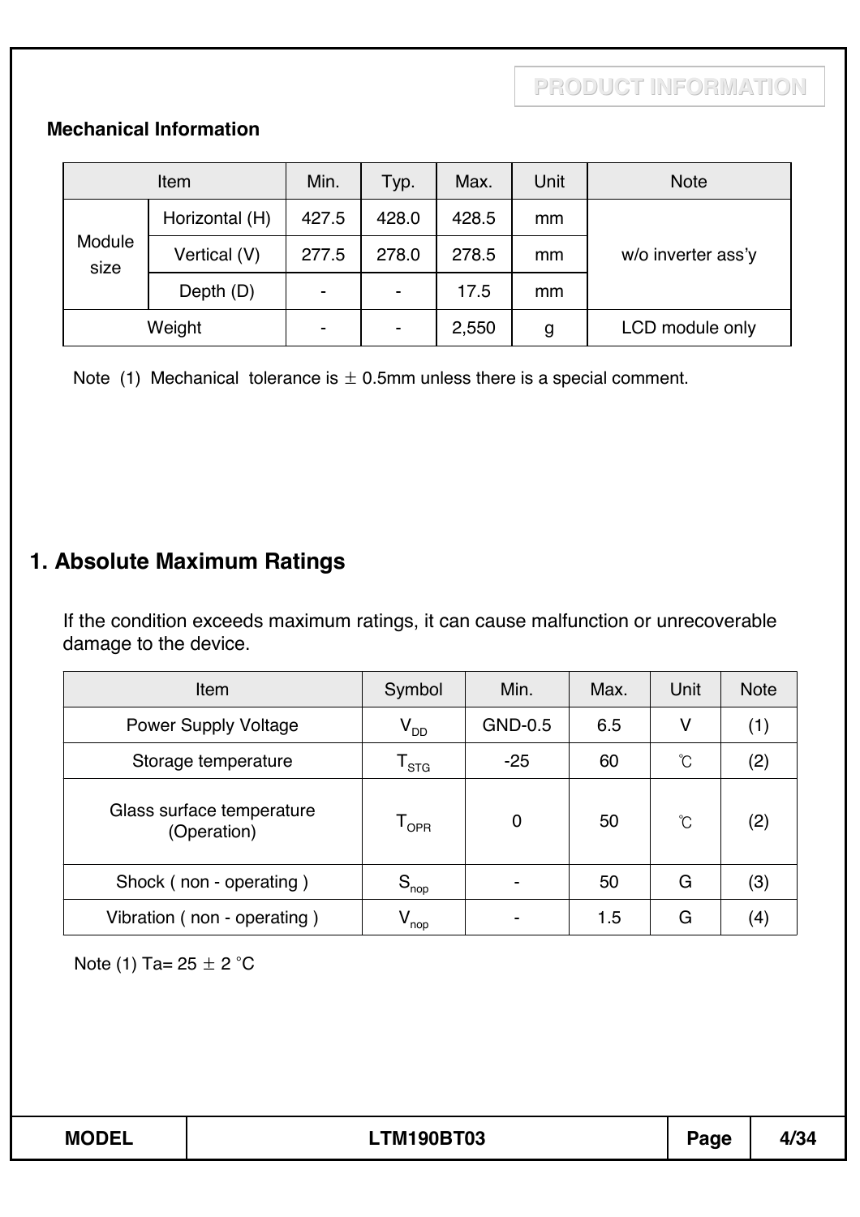### Mechanical Information

| Item | | Min. | Typ. | Max. | Unit | Note |
|---|---|---|---|---|---|---|
| Module size | Horizontal (H) | 427.5 | 428.0 | 428.5 | mm | w/o inverter ass'y |
| | Vertical (V) | 277.5 | 278.0 | 278.5 | mm | |
| | Depth (D) | - | - | 17.5 | mm | |
| Weight | | - | - | 2,550 | g | LCD module only |

Note (1) Mechanical tolerance is ± 0.5mm unless there is a special comment.

## 1. Absolute Maximum Ratings

If the condition exceeds maximum ratings, it can cause malfunction or unrecoverable damage to the device.

| Item | Symbol | Min. | Max. | Unit | Note |
|---|---|---|---|---|---|
| Power Supply Voltage | $V_{DD}$ | GND-0.5 | 6.5 | V | (1) |
| Storage temperature | $T_{STG}$ | -25 | 60 | ℃ | (2) |
| Glass surface temperature (Operation) | $T_{OPR}$ | 0 | 50 | ℃ | (2) |
| Shock ( non - operating ) | $S_{nop}$ | - | 50 | G | (3) |
| Vibration ( non - operating ) | $V_{nop}$ | - | 1.5 | G | (4) |

Note (1) Ta= 25 ± 2 °C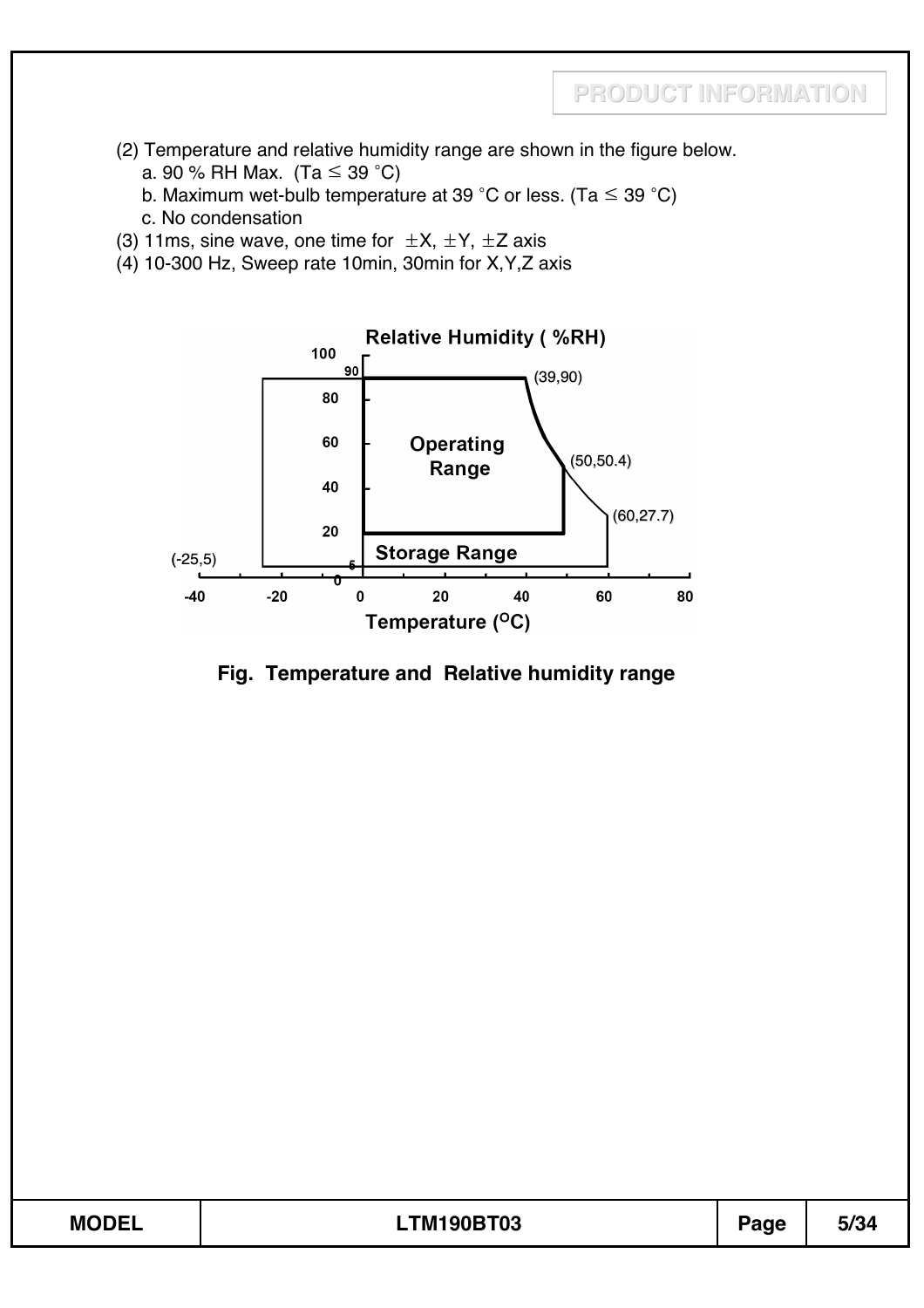(2) Temperature and relative humidity range are shown in the figure below.
   a. 90 % RH Max. (Ta ≤ 39 °C)
   b. Maximum wet-bulb temperature at 39 °C or less. (Ta ≤ 39 °C)
   c. No condensation

(3) 11ms, sine wave, one time for ±X, ±Y, ±Z axis

(4) 10-300 Hz, Sweep rate 10min, 30min for X,Y,Z axis

Fig. Temperature and Relative humidity range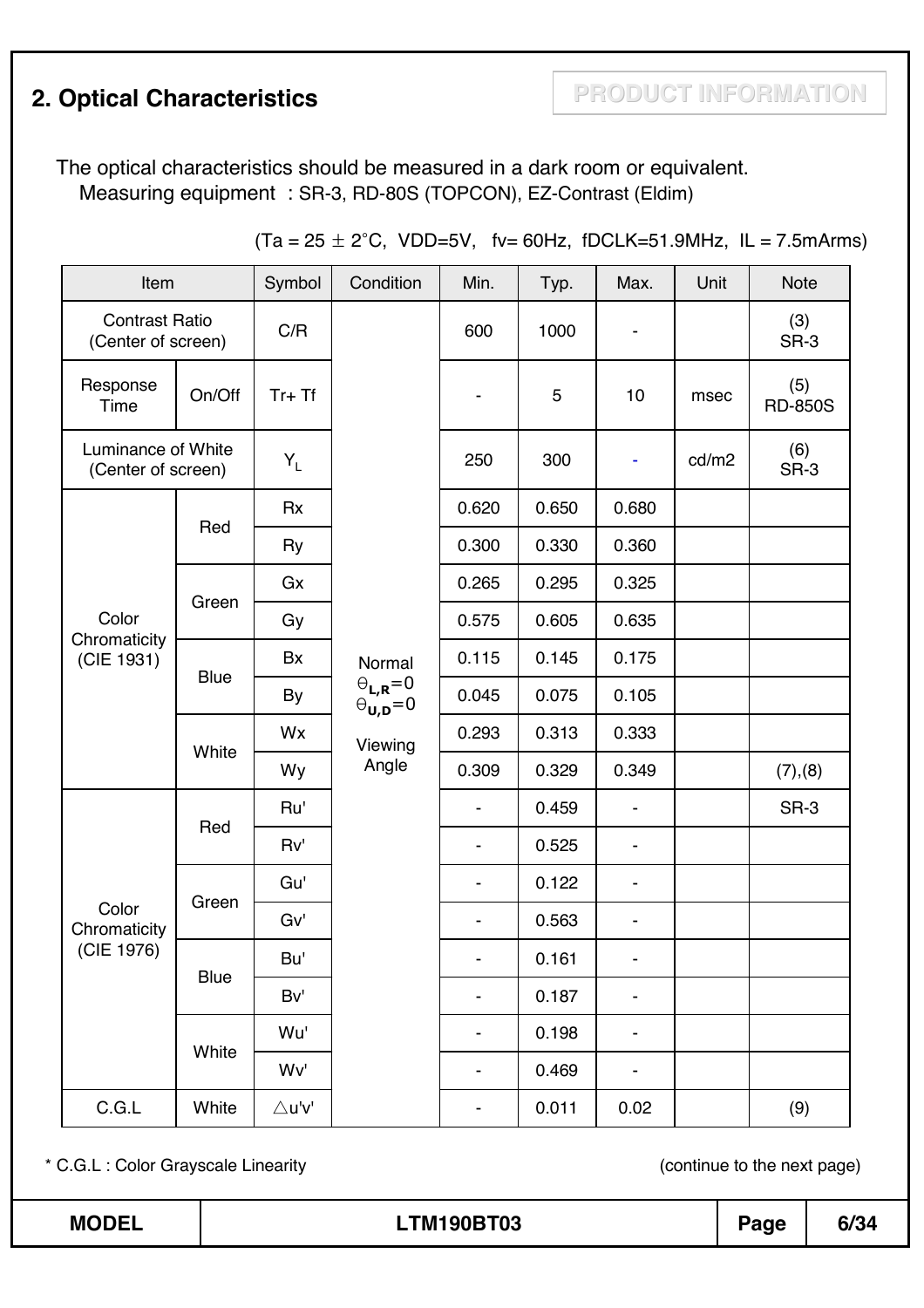## 2. Optical Characteristics

PRODUCT INFORMATION

The optical characteristics should be measured in a dark room or equivalent.
Measuring equipment : SR-3, RD-80S (TOPCON), EZ-Contrast (Eldim)

(Ta = 25 ± 2°C, VDD=5V, fv= 60Hz, fDCLK=51.9MHz, IL = 7.5mArms)

| Item | | Symbol | Condition | Min. | Typ. | Max. | Unit | Note |
|---|---|---|---|---|---|---|---|---|
| Contrast Ratio (Center of screen) | | C/R | Normal $\theta_{L,R}=0$ $\theta_{U,D}=0$ Viewing Angle | 600 | 1000 | - | | (3) SR-3 |
| Response Time | On/Off | Tr+ Tf | | - | 5 | 10 | msec | (5) RD-850S |
| Luminance of White (Center of screen) | | $Y_L$ | | 250 | 300 | - | cd/m2 | (6) SR-3 |
| Color Chromaticity (CIE 1931) | Red | Rx | | 0.620 | 0.650 | 0.680 | | |
| | | Ry | | 0.300 | 0.330 | 0.360 | | |
| | Green | Gx | | 0.265 | 0.295 | 0.325 | | |
| | | Gy | | 0.575 | 0.605 | 0.635 | | |
| | Blue | Bx | | 0.115 | 0.145 | 0.175 | | |
| | | By | | 0.045 | 0.075 | 0.105 | | |
| | White | Wx | | 0.293 | 0.313 | 0.333 | | |
| | | Wy | | 0.309 | 0.329 | 0.349 | | (7),(8) |
| Color Chromaticity (CIE 1976) | Red | Ru' | | - | 0.459 | - | | SR-3 |
| | | Rv' | | - | 0.525 | - | | |
| | Green | Gu' | | - | 0.122 | - | | |
| | | Gv' | | - | 0.563 | - | | |
| | Blue | Bu' | | - | 0.161 | - | | |
| | | Bv' | | - | 0.187 | - | | |
| | White | Wu' | | - | 0.198 | - | | |
| | | Wv' | | - | 0.469 | - | | |
| C.G.L | White | △u'v' | | - | 0.011 | 0.02 | | (9) |

* C.G.L : Color Grayscale Linearity

(continue to the next page)

| MODEL | LTM190BT03 |
|---|---|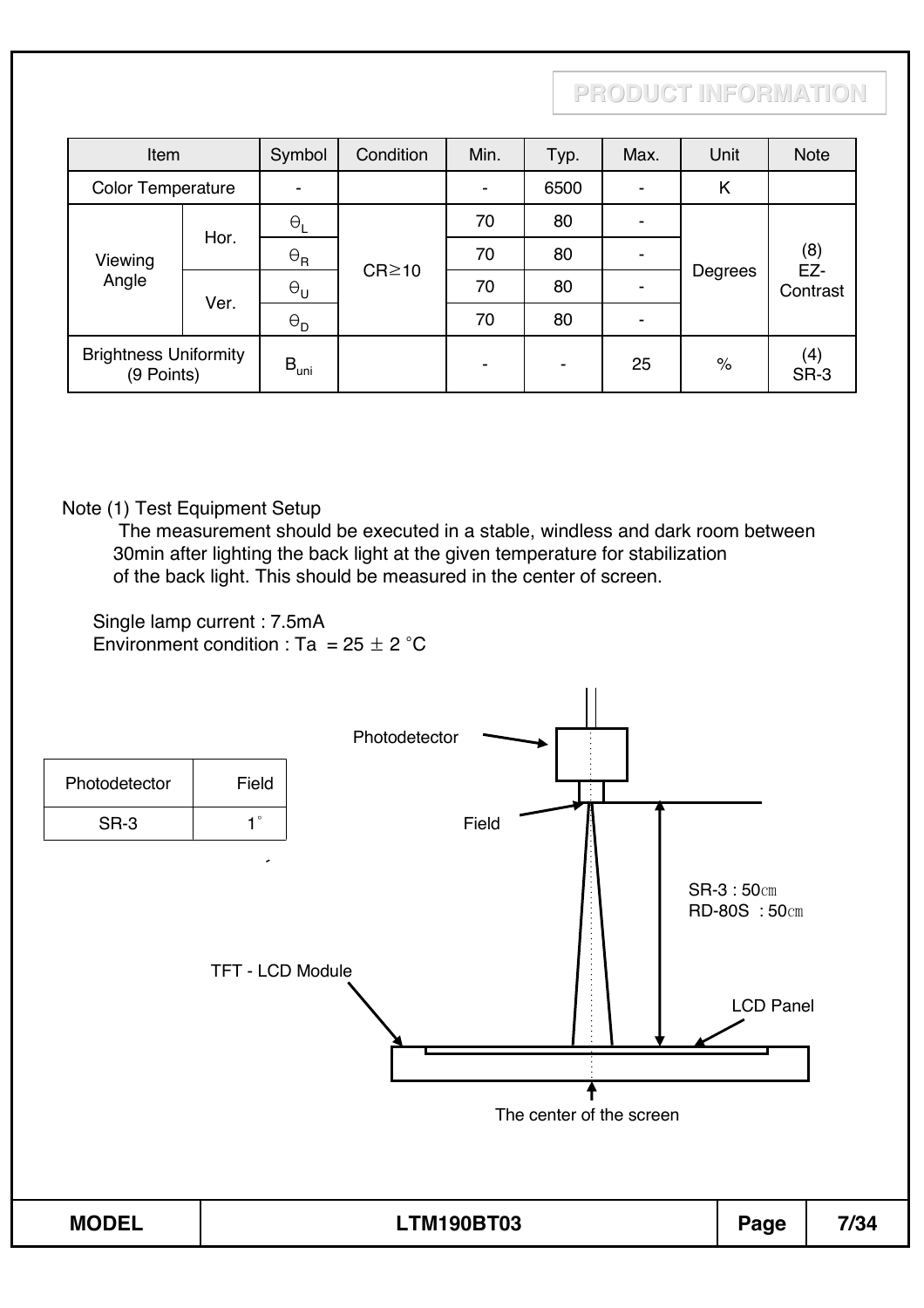| Item | | Symbol | Condition | Min. | Typ. | Max. | Unit | Note |
|---|---|---|---|---|---|---|---|---|
| Color Temperature | | - | | - | 6500 | - | K | |
| Viewing Angle | Hor. | $\theta_L$ | CR≥10 | 70 | 80 | - | Degrees | (8) EZ-Contrast |
| | | $\theta_R$ | | 70 | 80 | - | | |
| | Ver. | $\theta_U$ | | 70 | 80 | - | | |
| | | $\theta_D$ | | 70 | 80 | - | | |
| Brightness Uniformity (9 Points) | | $B_{uni}$ | | - | - | 25 | % | (4) SR-3 |

Note (1) Test Equipment Setup

The measurement should be executed in a stable, windless and dark room between 30min after lighting the back light at the given temperature for stabilization of the back light. This should be measured in the center of screen.

Single lamp current : 7.5mA

Environment condition : Ta = 25 ± 2 °C

| Photodetector | Field |
|---|---|
| SR-3 | 1° |

Photodetector

Field

SR-3 : 50㎝

RD-80S : 50㎝

TFT - LCD Module

LCD Panel

The center of the screen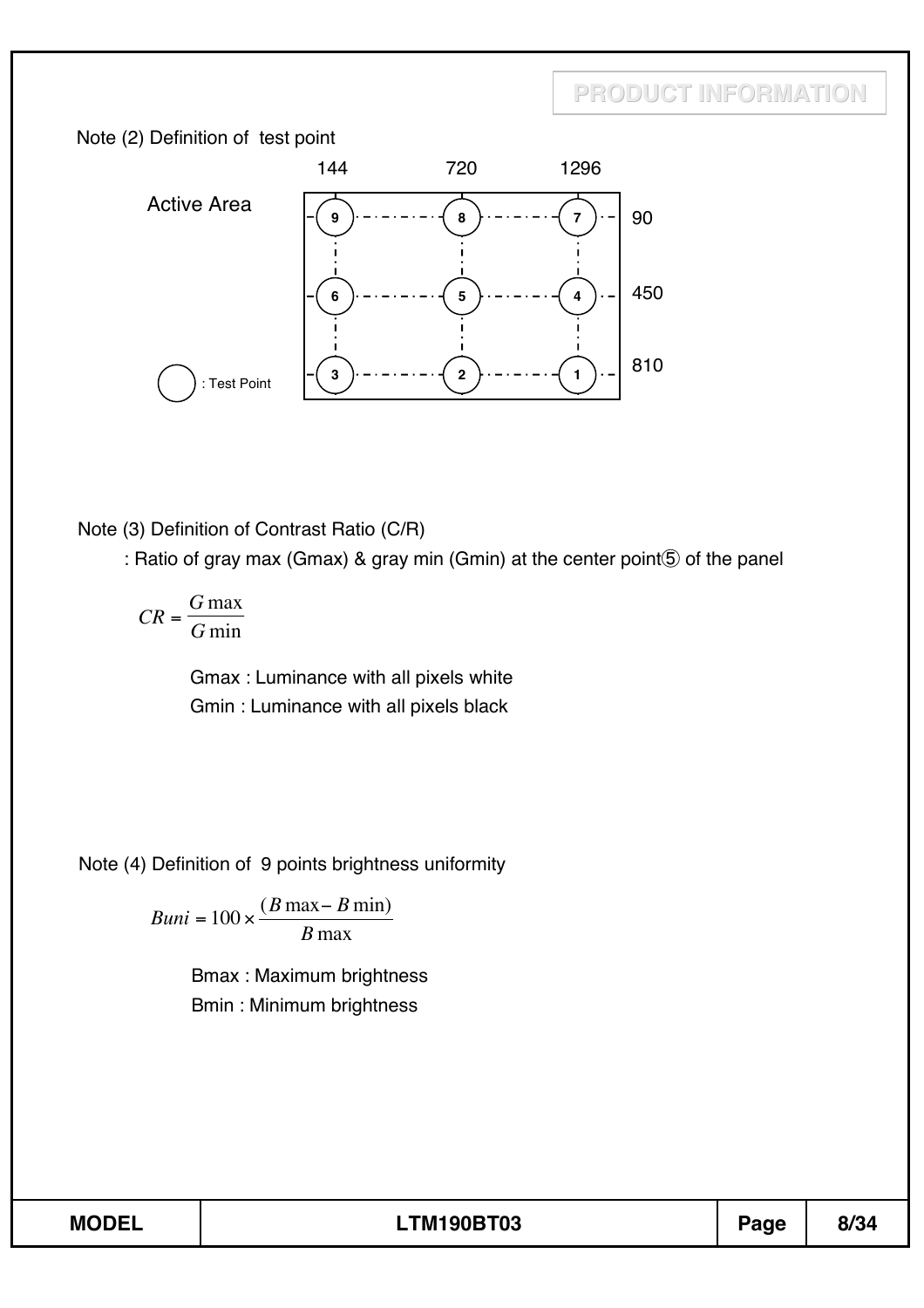Note (2) Definition of test point

Active Area

| | 144 | 720 | 1296 |
|---|---|---|---|
| 90 | 9 | 8 | 7 |
| 450 | 6 | 5 | 4 |
| 810 | 3 | 2 | 1 |

○ : Test Point

Note (3) Definition of Contrast Ratio (C/R)

: Ratio of gray max (Gmax) & gray min (Gmin) at the center point⑤ of the panel

$$CR = \frac{G\max}{G\min}$$

Gmax : Luminance with all pixels white

Gmin : Luminance with all pixels black

Note (4) Definition of 9 points brightness uniformity

$$Buni = 100 \times \frac{(B\max - B\min)}{B\max}$$

Bmax : Maximum brightness

Bmin : Minimum brightness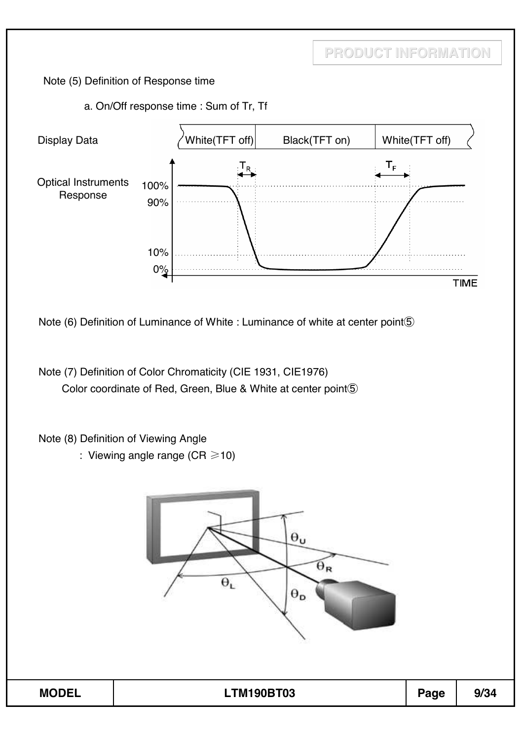Note (5) Definition of Response time

a. On/Off response time : Sum of Tr, Tf

Note (6) Definition of Luminance of White : Luminance of white at center point⑤

Note (7) Definition of Color Chromaticity (CIE 1931, CIE1976)

Color coordinate of Red, Green, Blue & White at center point⑤

Note (8) Definition of Viewing Angle

: Viewing angle range (CR ≥10)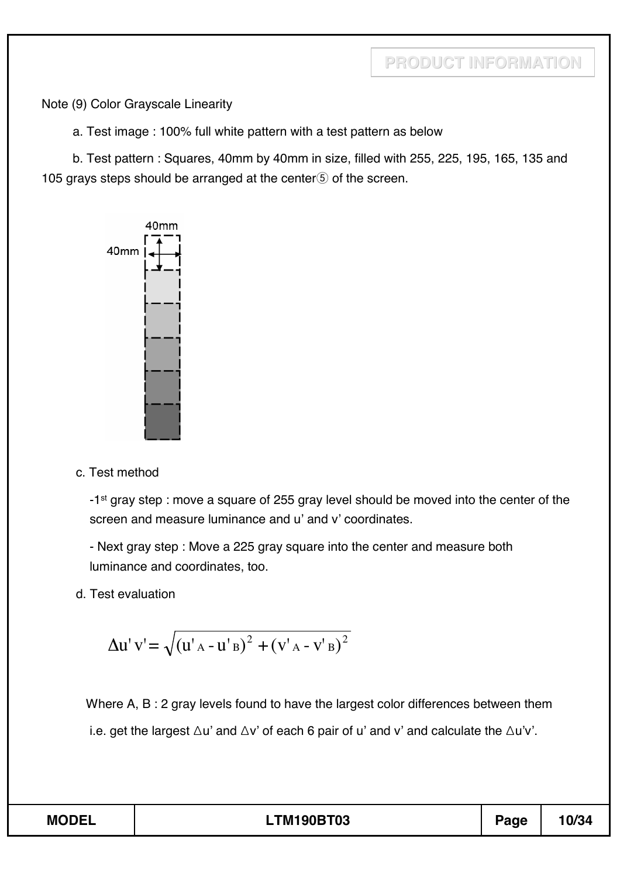Note (9) Color Grayscale Linearity

a. Test image : 100% full white pattern with a test pattern as below

b. Test pattern : Squares, 40mm by 40mm in size, filled with 255, 225, 195, 165, 135 and 105 grays steps should be arranged at the center⑤ of the screen.

c. Test method

-1st gray step : move a square of 255 gray level should be moved into the center of the screen and measure luminance and u' and v' coordinates.

- Next gray step : Move a 225 gray square into the center and measure both luminance and coordinates, too.

d. Test evaluation

$$\Delta u'v' = \sqrt{(u'_A - u'_B)^2 + (v'_A - v'_B)^2}$$

Where A, B : 2 gray levels found to have the largest color differences between them

i.e. get the largest $\Delta u'$ and $\Delta v'$ of each 6 pair of u' and v' and calculate the $\Delta u'v'$.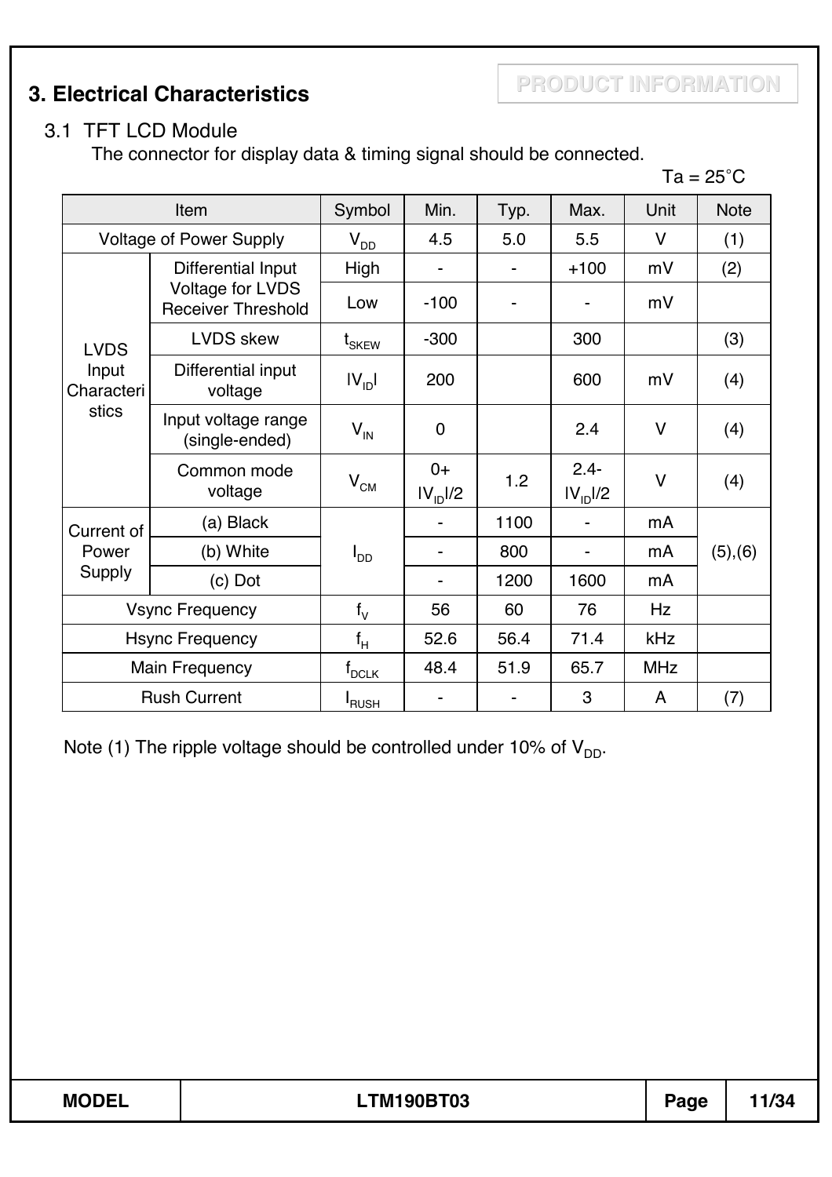## 3. Electrical Characteristics

PRODUCT INFORMATION

### 3.1 TFT LCD Module

The connector for display data & timing signal should be connected.

Ta = 25˚C

| Item | | Symbol | Min. | Typ. | Max. | Unit | Note |
|---|---|---|---|---|---|---|---|
| Voltage of Power Supply | | $V_{DD}$ | 4.5 | 5.0 | 5.5 | V | (1) |
| LVDS Input Characteristics | Differential Input Voltage for LVDS Receiver Threshold | High | - | - | +100 | mV | (2) |
| | | Low | -100 | - | - | mV | |
| | LVDS skew | $t_{SKEW}$ | -300 | | 300 | | (3) |
| | Differential input voltage | $\|V_{ID}\|$ | 200 | | 600 | mV | (4) |
| | Input voltage range (single-ended) | $V_{IN}$ | 0 | | 2.4 | V | (4) |
| | Common mode voltage | $V_{CM}$ | $0+\|V_{ID}\|/2$ | 1.2 | $2.4-\|V_{ID}\|/2$ | V | (4) |
| Current of Power Supply | (a) Black | $I_{DD}$ | - | 1100 | - | mA | (5),(6) |
| | (b) White | | - | 800 | - | mA | |
| | (c) Dot | | - | 1200 | 1600 | mA | |
| Vsync Frequency | | $f_V$ | 56 | 60 | 76 | Hz | |
| Hsync Frequency | | $f_H$ | 52.6 | 56.4 | 71.4 | kHz | |
| Main Frequency | | $f_{DCLK}$ | 48.4 | 51.9 | 65.7 | MHz | |
| Rush Current | | $I_{RUSH}$ | - | - | 3 | A | (7) |

Note (1) The ripple voltage should be controlled under 10% of $V_{DD}$.

| MODEL | LTM190BT03 | Page | 11/34 |
|---|---|---|---|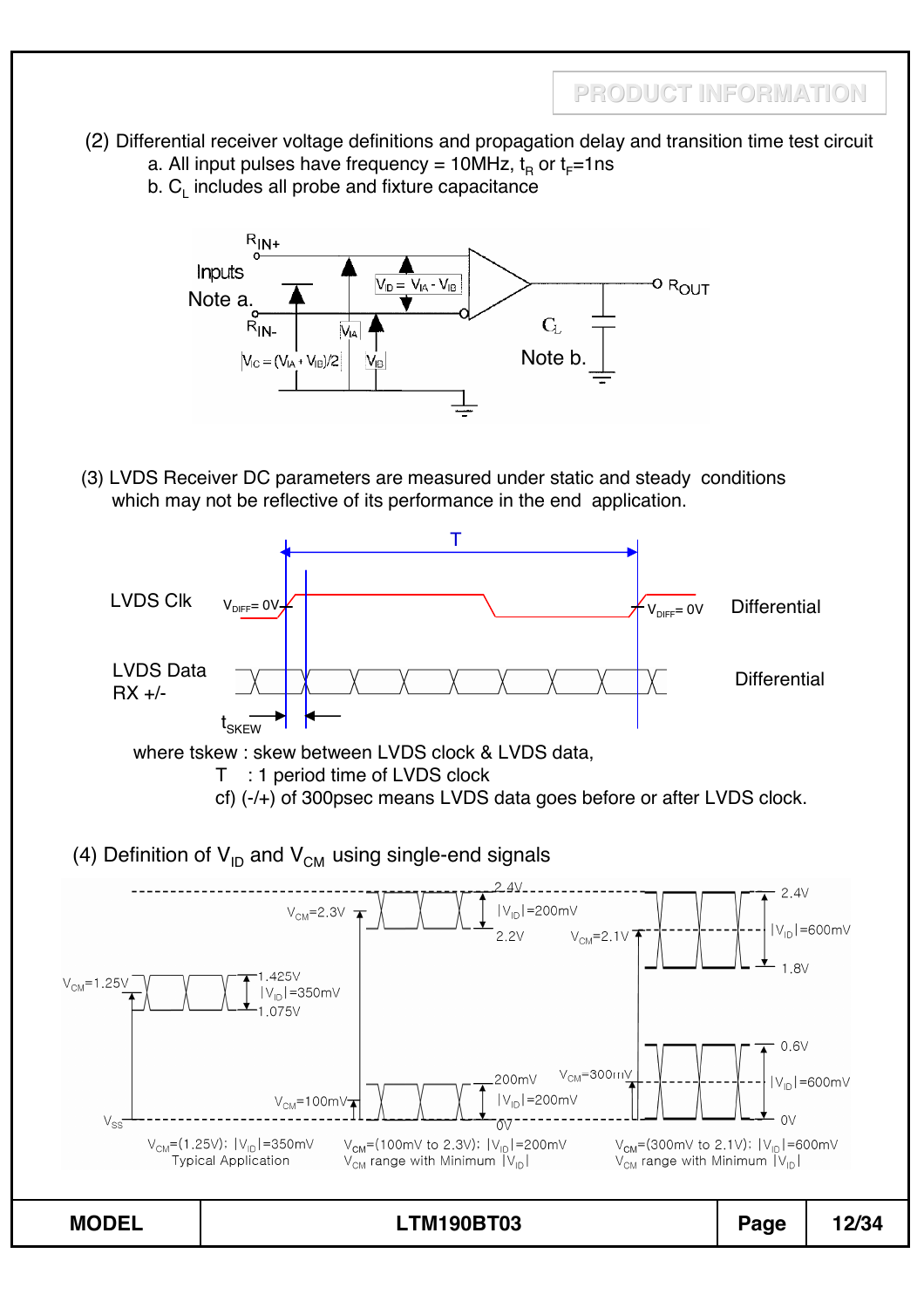(2) Differential receiver voltage definitions and propagation delay and transition time test circuit

a. All input pulses have frequency = 10MHz, $t_R$ or $t_F$=1ns

b. $C_L$ includes all probe and fixture capacitance

$R_{IN+}$

Inputs

Note a.

$R_{IN-}$

$V_{ID} = V_{IA} - V_{IB}$

$V_{IA}$

$V_{IB}$

$V_{IC} = (V_{IA} + V_{IB})/2$

$C_L$

Note b.

$R_{OUT}$

(3) LVDS Receiver DC parameters are measured under static and steady conditions which may not be reflective of its performance in the end application.

T

LVDS Clk $V_{DIFF}$= 0V $V_{DIFF}$= 0V Differential

LVDS Data RX +/- Differential

$t_{SKEW}$

where tskew : skew between LVDS clock & LVDS data,

T : 1 period time of LVDS clock

cf) (-/+) of 300psec means LVDS data goes before or after LVDS clock.

(4) Definition of $V_{ID}$ and $V_{CM}$ using single-end signals

$V_{CM}$=1.25V, 1.425V, $|V_{ID}|$=350mV, 1.075V

$V_{CM}$=2.3V, 2.4V, $|V_{ID}|$=200mV, 2.2V

$V_{CM}$=100mV, 200mV, $|V_{ID}|$=200mV, 0V

$V_{CM}$=2.1V, 2.4V, $|V_{ID}|$=600mV, 1.8V

$V_{CM}$=300mV, 0.6V, $|V_{ID}|$=600mV, 0V

$V_{SS}$

$V_{CM}$=(1.25V); $|V_{ID}|$=350mV
Typical Application

$V_{CM}$=(100mV to 2.3V); $|V_{ID}|$=200mV
$V_{CM}$ range with Minimum $|V_{ID}|$

$V_{CM}$=(300mV to 2.1V); $|V_{ID}|$=600mV
$V_{CM}$ range with Minimum $|V_{ID}|$

| MODEL | LTM190BT03 | Page | 12/34 |
|---|---|---|---|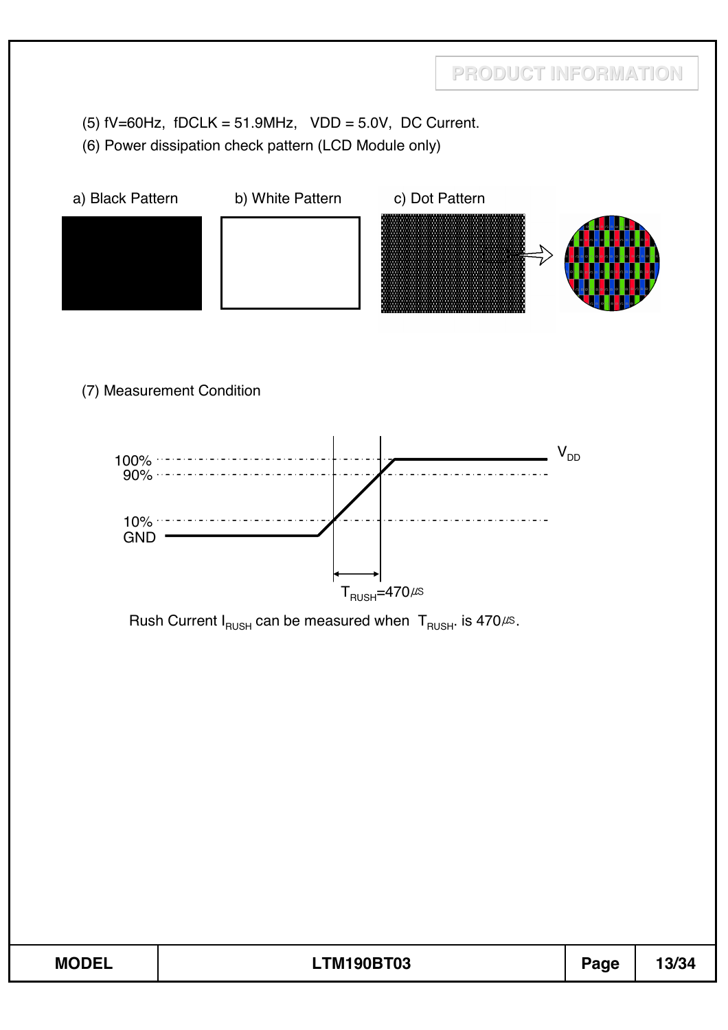(5) fV=60Hz, fDCLK = 51.9MHz, VDD = 5.0V, DC Current.

(6) Power dissipation check pattern (LCD Module only)

a) Black Pattern b) White Pattern c) Dot Pattern

(7) Measurement Condition

100%
90%
10%
GND
$V_{DD}$

$T_{RUSH}$=470㎲

Rush Current $I_{RUSH}$ can be measured when $T_{RUSH}$. is 470㎲.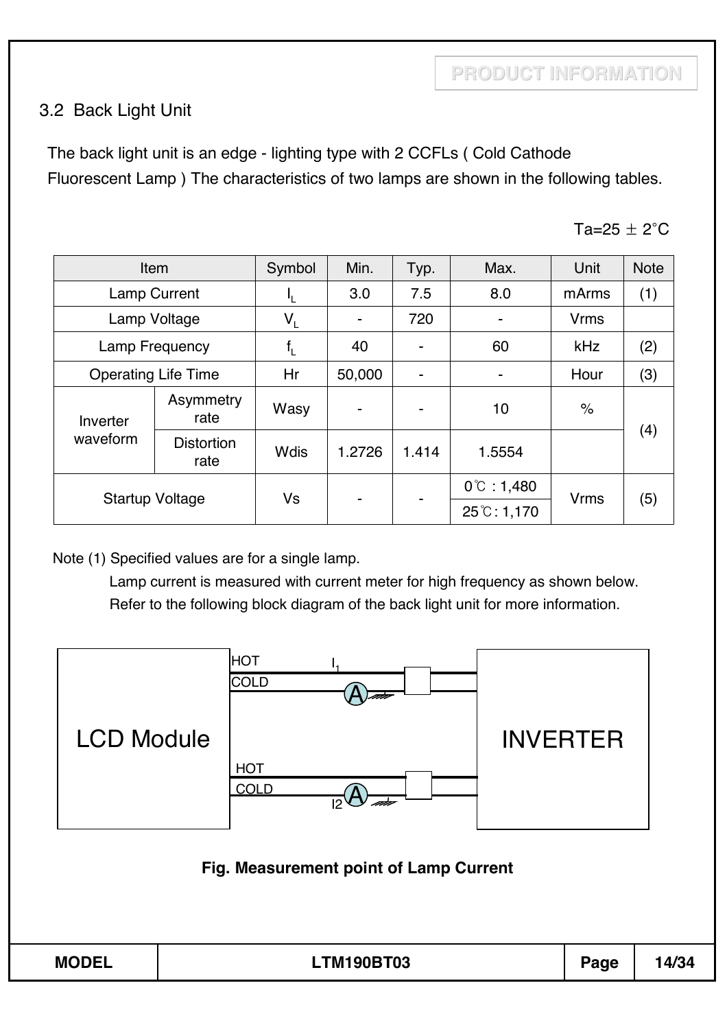## 3.2 Back Light Unit

The back light unit is an edge - lighting type with 2 CCFLs ( Cold Cathode Fluorescent Lamp ) The characteristics of two lamps are shown in the following tables.

Ta=25 ± 2°C

| Item | | Symbol | Min. | Typ. | Max. | Unit | Note |
|---|---|---|---|---|---|---|---|
| Lamp Current | | $I_L$ | 3.0 | 7.5 | 8.0 | mArms | (1) |
| Lamp Voltage | | $V_L$ | - | 720 | - | Vrms | |
| Lamp Frequency | | $f_L$ | 40 | - | 60 | kHz | (2) |
| Operating Life Time | | Hr | 50,000 | - | - | Hour | (3) |
| Inverter waveform | Asymmetry rate | Wasy | - | - | 10 | % | (4) |
| | Distortion rate | Wdis | 1.2726 | 1.414 | 1.5554 | | |
| Startup Voltage | | Vs | - | - | 0℃ : 1,480 | Vrms | (5) |
| | | | | | 25℃: 1,170 | | |

Note (1) Specified values are for a single lamp.

Lamp current is measured with current meter for high frequency as shown below.

Refer to the following block diagram of the back light unit for more information.

LCD Module | HOT | COLD | $I_1$ | A | HOT | COLD | I2 | A | INVERTER

**Fig. Measurement point of Lamp Current**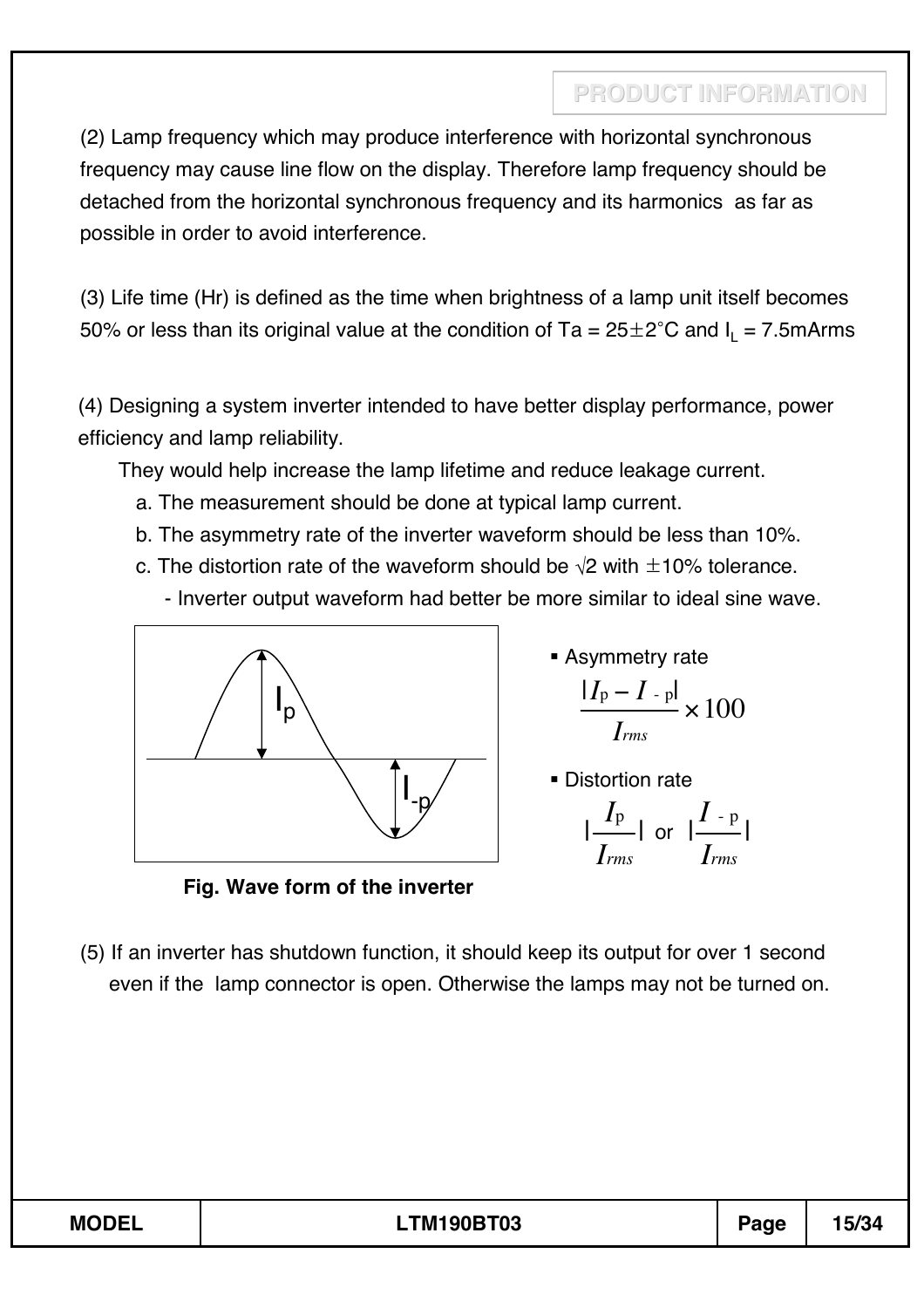(2) Lamp frequency which may produce interference with horizontal synchronous frequency may cause line flow on the display. Therefore lamp frequency should be detached from the horizontal synchronous frequency and its harmonics as far as possible in order to avoid interference.

(3) Life time (Hr) is defined as the time when brightness of a lamp unit itself becomes 50% or less than its original value at the condition of Ta = 25±2°C and $I_L$ = 7.5mArms

(4) Designing a system inverter intended to have better display performance, power efficiency and lamp reliability.

They would help increase the lamp lifetime and reduce leakage current.

a. The measurement should be done at typical lamp current.

b. The asymmetry rate of the inverter waveform should be less than 10%.

c. The distortion rate of the waveform should be √2 with ±10% tolerance.

- Inverter output waveform had better be more similar to ideal sine wave.

- Asymmetry rate

$$\frac{|I_p - I_{-p}|}{I_{rms}} \times 100$$

- Distortion rate

$$\left|\frac{I_p}{I_{rms}}\right| \text{ or } \left|\frac{I_{-p}}{I_{rms}}\right|$$

**Fig. Wave form of the inverter**

(5) If an inverter has shutdown function, it should keep its output for over 1 second even if the lamp connector is open. Otherwise the lamps may not be turned on.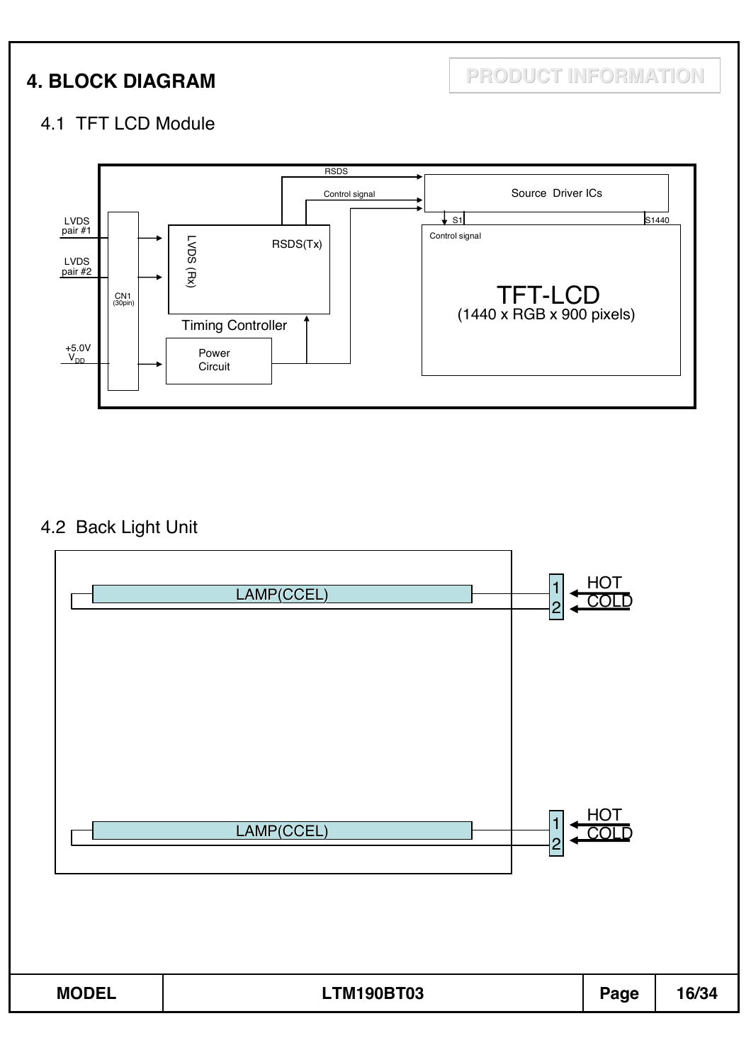# 4. BLOCK DIAGRAM

PRODUCT INFORMATION

## 4.1 TFT LCD Module

LVDS pair #1

LVDS pair #2

+5.0V $V_{DD}$

CN1 (30pin)

LVDS (Rx)

RSDS(Tx)

Timing Controller

Power Circuit

RSDS

Control signal

Source Driver ICs

S1

S1440

Control signal

TFT-LCD

(1440 x RGB x 900 pixels)

## 4.2 Back Light Unit

LAMP(CCEL)

1 HOT

2 COLD

LAMP(CCEL)

1 HOT

2 COLD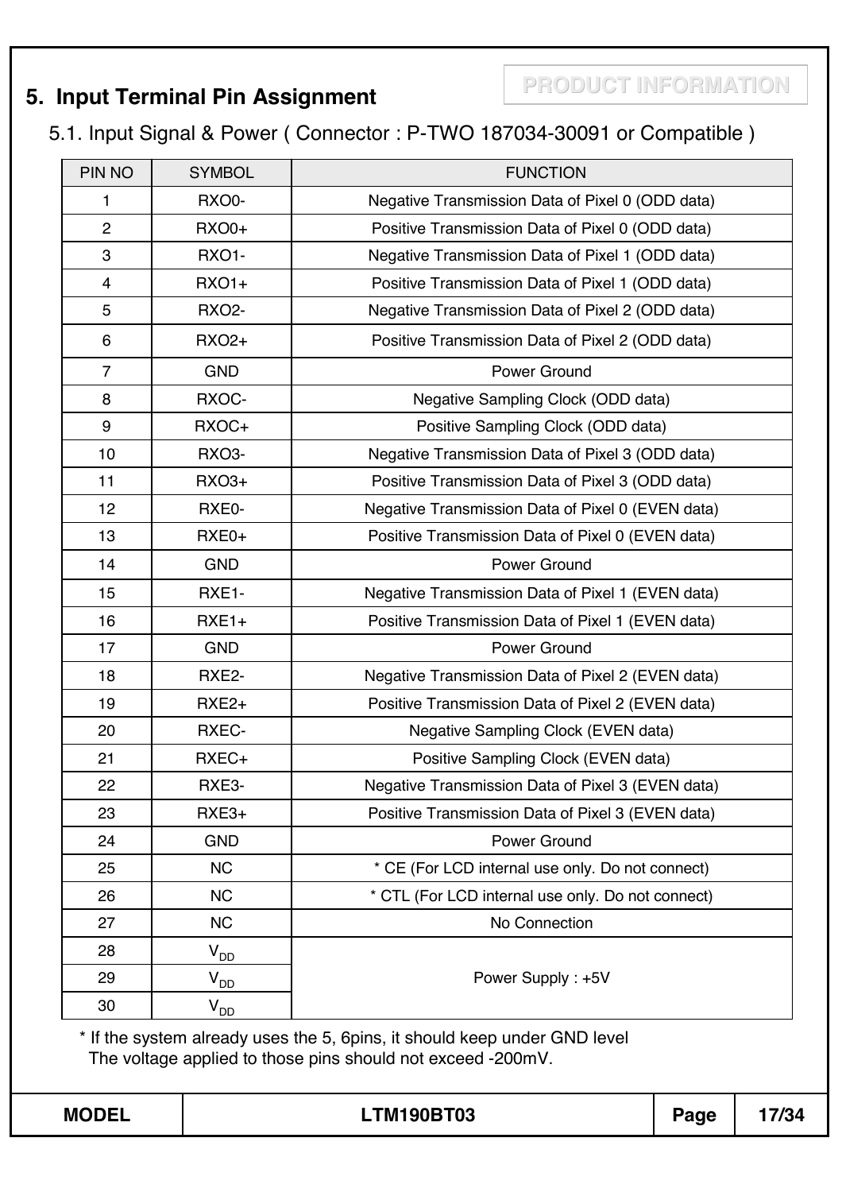## 5. Input Terminal Pin Assignment

PRODUCT INFORMATION

### 5.1. Input Signal & Power ( Connector : P-TWO 187034-30091 or Compatible )

| PIN NO | SYMBOL | FUNCTION |
|---|---|---|
| 1 | RXO0- | Negative Transmission Data of Pixel 0 (ODD data) |
| 2 | RXO0+ | Positive Transmission Data of Pixel 0 (ODD data) |
| 3 | RXO1- | Negative Transmission Data of Pixel 1 (ODD data) |
| 4 | RXO1+ | Positive Transmission Data of Pixel 1 (ODD data) |
| 5 | RXO2- | Negative Transmission Data of Pixel 2 (ODD data) |
| 6 | RXO2+ | Positive Transmission Data of Pixel 2 (ODD data) |
| 7 | GND | Power Ground |
| 8 | RXOC- | Negative Sampling Clock (ODD data) |
| 9 | RXOC+ | Positive Sampling Clock (ODD data) |
| 10 | RXO3- | Negative Transmission Data of Pixel 3 (ODD data) |
| 11 | RXO3+ | Positive Transmission Data of Pixel 3 (ODD data) |
| 12 | RXE0- | Negative Transmission Data of Pixel 0 (EVEN data) |
| 13 | RXE0+ | Positive Transmission Data of Pixel 0 (EVEN data) |
| 14 | GND | Power Ground |
| 15 | RXE1- | Negative Transmission Data of Pixel 1 (EVEN data) |
| 16 | RXE1+ | Positive Transmission Data of Pixel 1 (EVEN data) |
| 17 | GND | Power Ground |
| 18 | RXE2- | Negative Transmission Data of Pixel 2 (EVEN data) |
| 19 | RXE2+ | Positive Transmission Data of Pixel 2 (EVEN data) |
| 20 | RXEC- | Negative Sampling Clock (EVEN data) |
| 21 | RXEC+ | Positive Sampling Clock (EVEN data) |
| 22 | RXE3- | Negative Transmission Data of Pixel 3 (EVEN data) |
| 23 | RXE3+ | Positive Transmission Data of Pixel 3 (EVEN data) |
| 24 | GND | Power Ground |
| 25 | NC | * CE (For LCD internal use only. Do not connect) |
| 26 | NC | * CTL (For LCD internal use only. Do not connect) |
| 27 | NC | No Connection |
| 28 | $V_{DD}$ | Power Supply : +5V |
| 29 | $V_{DD}$ | |
| 30 | $V_{DD}$ | |

* If the system already uses the 5, 6pins, it should keep under GND level
  The voltage applied to those pins should not exceed -200mV.

| MODEL | LTM190BT03 | Page | 17/34 |
|---|---|---|---|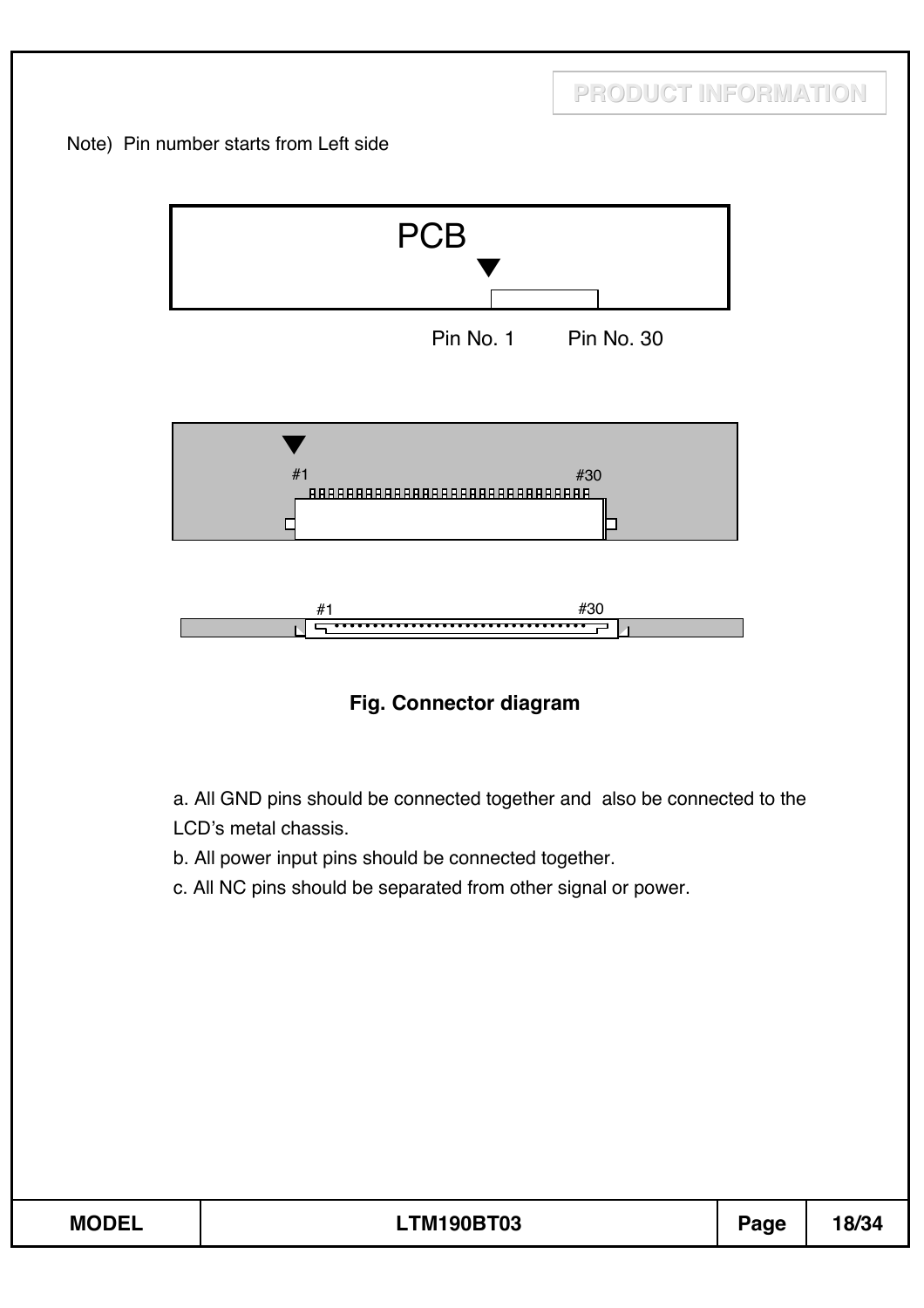Note) Pin number starts from Left side

PCB

Pin No. 1 Pin No. 30

#1 #30

#1 #30

**Fig. Connector diagram**

a. All GND pins should be connected together and also be connected to the LCD's metal chassis.

b. All power input pins should be connected together.

c. All NC pins should be separated from other signal or power.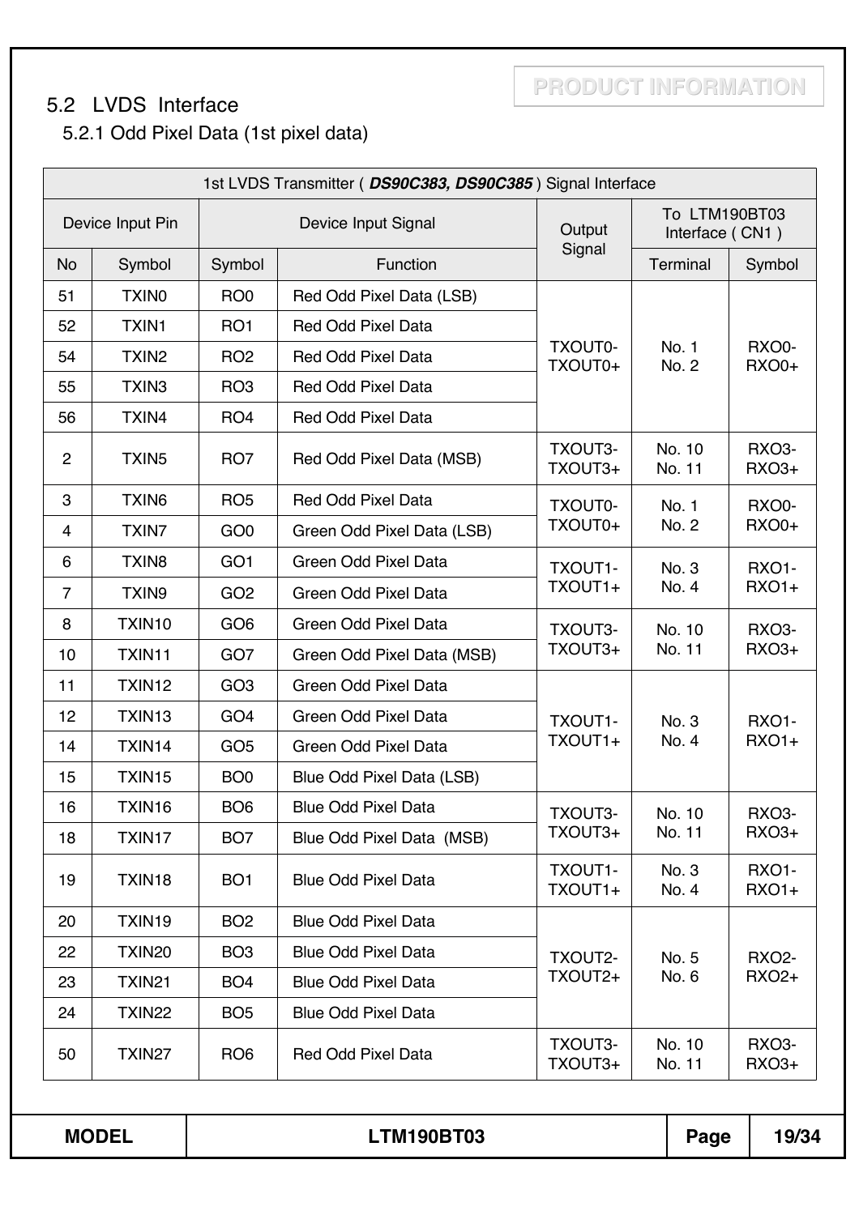## 5.2 LVDS Interface

### 5.2.1 Odd Pixel Data (1st pixel data)

| 1st LVDS Transmitter ( ***DS90C383, DS90C385*** ) Signal Interface | | | | | | |
|---|---|---|---|---|---|---|
| Device Input Pin | | Device Input Signal | | Output Signal | To LTM190BT03 Interface ( CN1 ) | |
| No | Symbol | Symbol | Function | | Terminal | Symbol |
| 51 | TXIN0 | RO0 | Red Odd Pixel Data (LSB) | TXOUT0- TXOUT0+ | No. 1 No. 2 | RXO0- RXO0+ |
| 52 | TXIN1 | RO1 | Red Odd Pixel Data | | | |
| 54 | TXIN2 | RO2 | Red Odd Pixel Data | | | |
| 55 | TXIN3 | RO3 | Red Odd Pixel Data | | | |
| 56 | TXIN4 | RO4 | Red Odd Pixel Data | | | |
| 2 | TXIN5 | RO7 | Red Odd Pixel Data (MSB) | TXOUT3- TXOUT3+ | No. 10 No. 11 | RXO3- RXO3+ |
| 3 | TXIN6 | RO5 | Red Odd Pixel Data | TXOUT0- TXOUT0+ | No. 1 No. 2 | RXO0- RXO0+ |
| 4 | TXIN7 | GO0 | Green Odd Pixel Data (LSB) | | | |
| 6 | TXIN8 | GO1 | Green Odd Pixel Data | TXOUT1- TXOUT1+ | No. 3 No. 4 | RXO1- RXO1+ |
| 7 | TXIN9 | GO2 | Green Odd Pixel Data | | | |
| 8 | TXIN10 | GO6 | Green Odd Pixel Data | TXOUT3- TXOUT3+ | No. 10 No. 11 | RXO3- RXO3+ |
| 10 | TXIN11 | GO7 | Green Odd Pixel Data (MSB) | | | |
| 11 | TXIN12 | GO3 | Green Odd Pixel Data | TXOUT1- TXOUT1+ | No. 3 No. 4 | RXO1- RXO1+ |
| 12 | TXIN13 | GO4 | Green Odd Pixel Data | | | |
| 14 | TXIN14 | GO5 | Green Odd Pixel Data | | | |
| 15 | TXIN15 | BO0 | Blue Odd Pixel Data (LSB) | | | |
| 16 | TXIN16 | BO6 | Blue Odd Pixel Data | TXOUT3- TXOUT3+ | No. 10 No. 11 | RXO3- RXO3+ |
| 18 | TXIN17 | BO7 | Blue Odd Pixel Data (MSB) | | | |
| 19 | TXIN18 | BO1 | Blue Odd Pixel Data | TXOUT1- TXOUT1+ | No. 3 No. 4 | RXO1- RXO1+ |
| 20 | TXIN19 | BO2 | Blue Odd Pixel Data | TXOUT2- TXOUT2+ | No. 5 No. 6 | RXO2- RXO2+ |
| 22 | TXIN20 | BO3 | Blue Odd Pixel Data | | | |
| 23 | TXIN21 | BO4 | Blue Odd Pixel Data | | | |
| 24 | TXIN22 | BO5 | Blue Odd Pixel Data | | | |
| 50 | TXIN27 | RO6 | Red Odd Pixel Data | TXOUT3- TXOUT3+ | No. 10 No. 11 | RXO3- RXO3+ |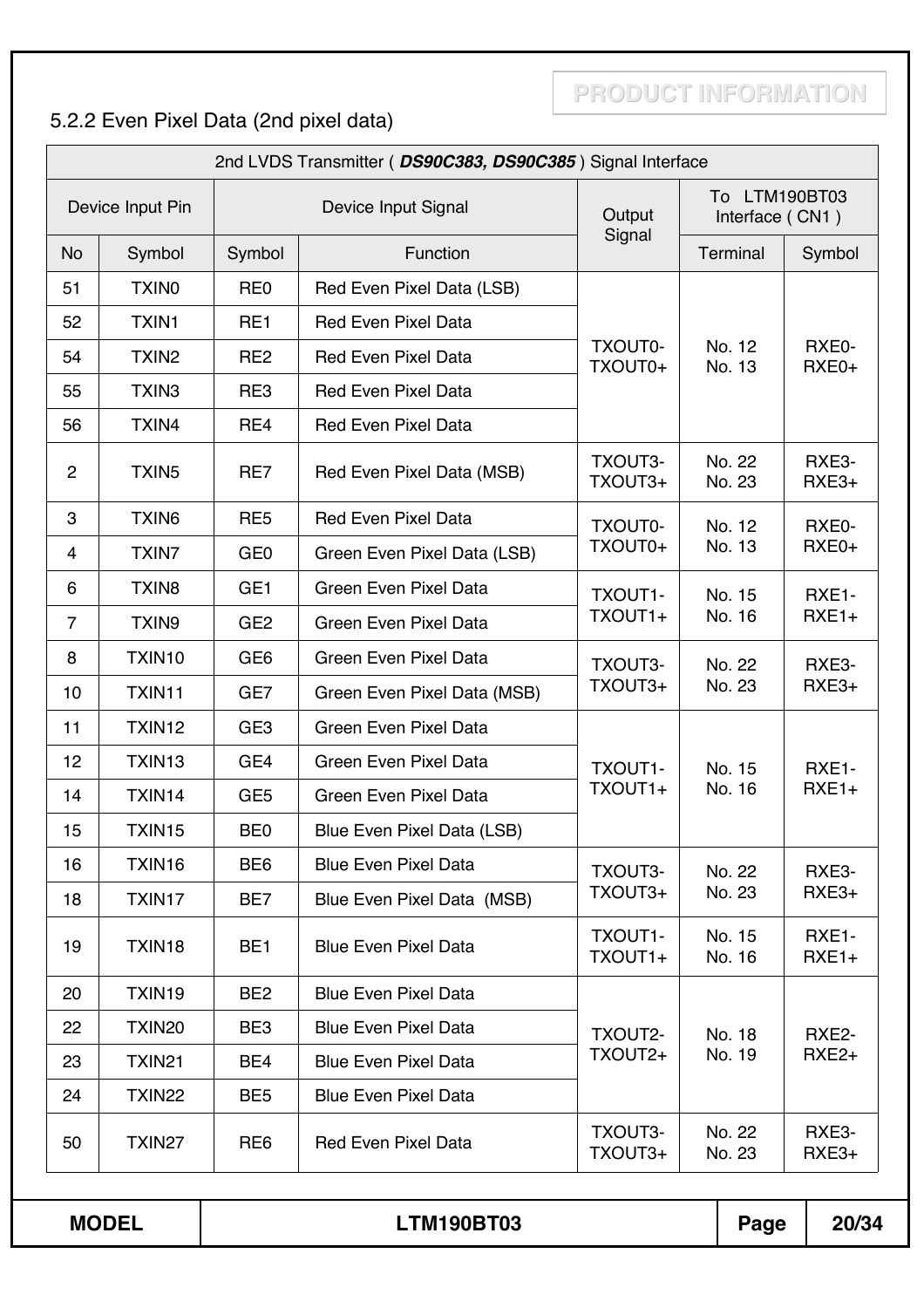### 5.2.2 Even Pixel Data (2nd pixel data)

| 2nd LVDS Transmitter ( ***DS90C383, DS90C385*** ) Signal Interface | | | | | | |
|---|---|---|---|---|---|---|
| Device Input Pin | | Device Input Signal | | Output Signal | To LTM190BT03 Interface ( CN1 ) | |
| No | Symbol | Symbol | Function | | Terminal | Symbol |
| 51 | TXIN0 | RE0 | Red Even Pixel Data (LSB) | TXOUT0- TXOUT0+ | No. 12 No. 13 | RXE0- RXE0+ |
| 52 | TXIN1 | RE1 | Red Even Pixel Data | | | |
| 54 | TXIN2 | RE2 | Red Even Pixel Data | | | |
| 55 | TXIN3 | RE3 | Red Even Pixel Data | | | |
| 56 | TXIN4 | RE4 | Red Even Pixel Data | | | |
| 2 | TXIN5 | RE7 | Red Even Pixel Data (MSB) | TXOUT3- TXOUT3+ | No. 22 No. 23 | RXE3- RXE3+ |
| 3 | TXIN6 | RE5 | Red Even Pixel Data | TXOUT0- TXOUT0+ | No. 12 No. 13 | RXE0- RXE0+ |
| 4 | TXIN7 | GE0 | Green Even Pixel Data (LSB) | | | |
| 6 | TXIN8 | GE1 | Green Even Pixel Data | TXOUT1- TXOUT1+ | No. 15 No. 16 | RXE1- RXE1+ |
| 7 | TXIN9 | GE2 | Green Even Pixel Data | | | |
| 8 | TXIN10 | GE6 | Green Even Pixel Data | TXOUT3- TXOUT3+ | No. 22 No. 23 | RXE3- RXE3+ |
| 10 | TXIN11 | GE7 | Green Even Pixel Data (MSB) | | | |
| 11 | TXIN12 | GE3 | Green Even Pixel Data | TXOUT1- TXOUT1+ | No. 15 No. 16 | RXE1- RXE1+ |
| 12 | TXIN13 | GE4 | Green Even Pixel Data | | | |
| 14 | TXIN14 | GE5 | Green Even Pixel Data | | | |
| 15 | TXIN15 | BE0 | Blue Even Pixel Data (LSB) | | | |
| 16 | TXIN16 | BE6 | Blue Even Pixel Data | TXOUT3- TXOUT3+ | No. 22 No. 23 | RXE3- RXE3+ |
| 18 | TXIN17 | BE7 | Blue Even Pixel Data (MSB) | | | |
| 19 | TXIN18 | BE1 | Blue Even Pixel Data | TXOUT1- TXOUT1+ | No. 15 No. 16 | RXE1- RXE1+ |
| 20 | TXIN19 | BE2 | Blue Even Pixel Data | TXOUT2- TXOUT2+ | No. 18 No. 19 | RXE2- RXE2+ |
| 22 | TXIN20 | BE3 | Blue Even Pixel Data | | | |
| 23 | TXIN21 | BE4 | Blue Even Pixel Data | | | |
| 24 | TXIN22 | BE5 | Blue Even Pixel Data | | | |
| 50 | TXIN27 | RE6 | Red Even Pixel Data | TXOUT3- TXOUT3+ | No. 22 No. 23 | RXE3- RXE3+ |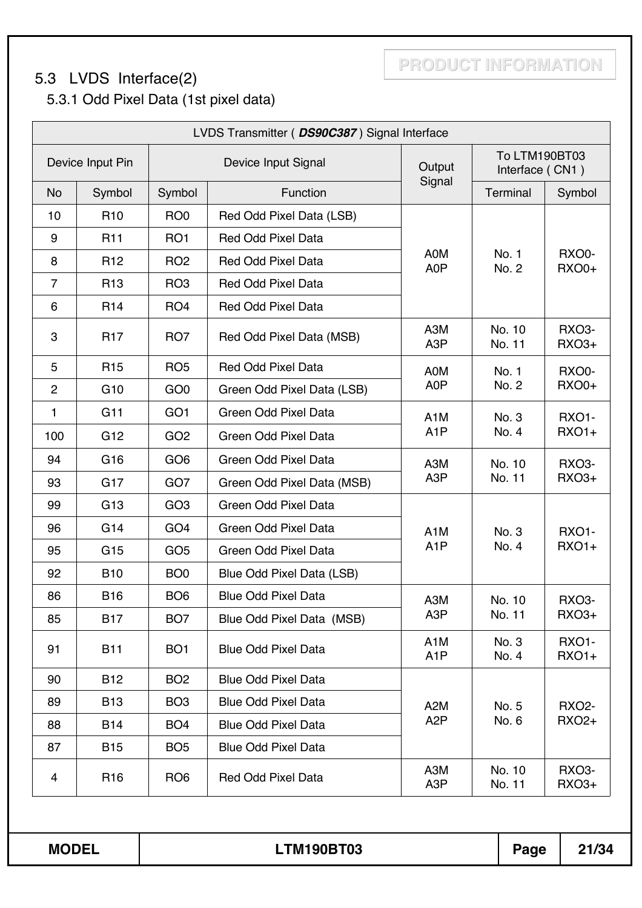PRODUCT INFORMATION

## 5.3 LVDS Interface(2)

### 5.3.1 Odd Pixel Data (1st pixel data)

| LVDS Transmitter ( ***DS90C387*** ) Signal Interface | | | | | | |
|---|---|---|---|---|---|---|
| Device Input Pin | | Device Input Signal | | Output Signal | To LTM190BT03 Interface ( CN1 ) | |
| No | Symbol | Symbol | Function | | Terminal | Symbol |
| 10 | R10 | RO0 | Red Odd Pixel Data (LSB) | A0M A0P | No. 1 No. 2 | RXO0- RXO0+ |
| 9 | R11 | RO1 | Red Odd Pixel Data | | | |
| 8 | R12 | RO2 | Red Odd Pixel Data | | | |
| 7 | R13 | RO3 | Red Odd Pixel Data | | | |
| 6 | R14 | RO4 | Red Odd Pixel Data | | | |
| 3 | R17 | RO7 | Red Odd Pixel Data (MSB) | A3M A3P | No. 10 No. 11 | RXO3- RXO3+ |
| 5 | R15 | RO5 | Red Odd Pixel Data | A0M A0P | No. 1 No. 2 | RXO0- RXO0+ |
| 2 | G10 | GO0 | Green Odd Pixel Data (LSB) | | | |
| 1 | G11 | GO1 | Green Odd Pixel Data | A1M A1P | No. 3 No. 4 | RXO1- RXO1+ |
| 100 | G12 | GO2 | Green Odd Pixel Data | | | |
| 94 | G16 | GO6 | Green Odd Pixel Data | A3M A3P | No. 10 No. 11 | RXO3- RXO3+ |
| 93 | G17 | GO7 | Green Odd Pixel Data (MSB) | | | |
| 99 | G13 | GO3 | Green Odd Pixel Data | A1M A1P | No. 3 No. 4 | RXO1- RXO1+ |
| 96 | G14 | GO4 | Green Odd Pixel Data | | | |
| 95 | G15 | GO5 | Green Odd Pixel Data | | | |
| 92 | B10 | BO0 | Blue Odd Pixel Data (LSB) | | | |
| 86 | B16 | BO6 | Blue Odd Pixel Data | A3M A3P | No. 10 No. 11 | RXO3- RXO3+ |
| 85 | B17 | BO7 | Blue Odd Pixel Data (MSB) | | | |
| 91 | B11 | BO1 | Blue Odd Pixel Data | A1M A1P | No. 3 No. 4 | RXO1- RXO1+ |
| 90 | B12 | BO2 | Blue Odd Pixel Data | A2M A2P | No. 5 No. 6 | RXO2- RXO2+ |
| 89 | B13 | BO3 | Blue Odd Pixel Data | | | |
| 88 | B14 | BO4 | Blue Odd Pixel Data | | | |
| 87 | B15 | BO5 | Blue Odd Pixel Data | | | |
| 4 | R16 | RO6 | Red Odd Pixel Data | A3M A3P | No. 10 No. 11 | RXO3- RXO3+ |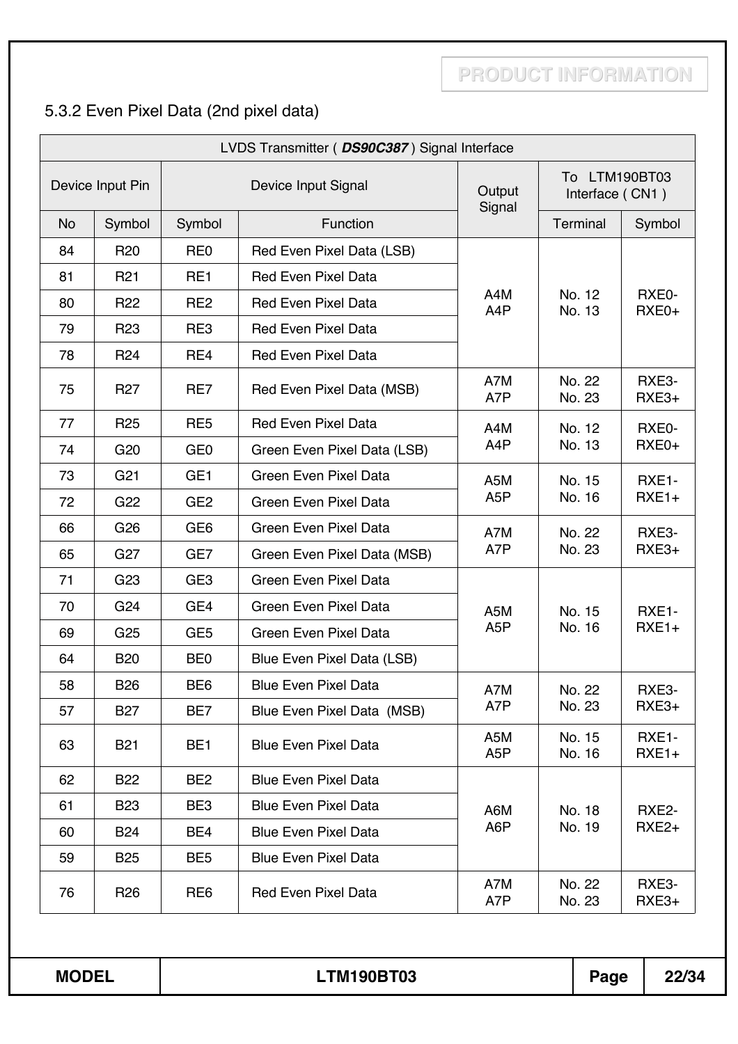### 5.3.2 Even Pixel Data (2nd pixel data)

| LVDS Transmitter ( ***DS90C387*** ) Signal Interface | | | | | | |
|---|---|---|---|---|---|---|
| Device Input Pin | | Device Input Signal | | Output Signal | To LTM190BT03 Interface ( CN1 ) | |
| No | Symbol | Symbol | Function | | Terminal | Symbol |
| 84 | R20 | RE0 | Red Even Pixel Data (LSB) | A4M A4P | No. 12 No. 13 | RXE0- RXE0+ |
| 81 | R21 | RE1 | Red Even Pixel Data | | | |
| 80 | R22 | RE2 | Red Even Pixel Data | | | |
| 79 | R23 | RE3 | Red Even Pixel Data | | | |
| 78 | R24 | RE4 | Red Even Pixel Data | | | |
| 75 | R27 | RE7 | Red Even Pixel Data (MSB) | A7M A7P | No. 22 No. 23 | RXE3- RXE3+ |
| 77 | R25 | RE5 | Red Even Pixel Data | A4M A4P | No. 12 No. 13 | RXE0- RXE0+ |
| 74 | G20 | GE0 | Green Even Pixel Data (LSB) | | | |
| 73 | G21 | GE1 | Green Even Pixel Data | A5M A5P | No. 15 No. 16 | RXE1- RXE1+ |
| 72 | G22 | GE2 | Green Even Pixel Data | | | |
| 66 | G26 | GE6 | Green Even Pixel Data | A7M A7P | No. 22 No. 23 | RXE3- RXE3+ |
| 65 | G27 | GE7 | Green Even Pixel Data (MSB) | | | |
| 71 | G23 | GE3 | Green Even Pixel Data | A5M A5P | No. 15 No. 16 | RXE1- RXE1+ |
| 70 | G24 | GE4 | Green Even Pixel Data | | | |
| 69 | G25 | GE5 | Green Even Pixel Data | | | |
| 64 | B20 | BE0 | Blue Even Pixel Data (LSB) | | | |
| 58 | B26 | BE6 | Blue Even Pixel Data | A7M A7P | No. 22 No. 23 | RXE3- RXE3+ |
| 57 | B27 | BE7 | Blue Even Pixel Data (MSB) | | | |
| 63 | B21 | BE1 | Blue Even Pixel Data | A5M A5P | No. 15 No. 16 | RXE1- RXE1+ |
| 62 | B22 | BE2 | Blue Even Pixel Data | A6M A6P | No. 18 No. 19 | RXE2- RXE2+ |
| 61 | B23 | BE3 | Blue Even Pixel Data | | | |
| 60 | B24 | BE4 | Blue Even Pixel Data | | | |
| 59 | B25 | BE5 | Blue Even Pixel Data | | | |
| 76 | R26 | RE6 | Red Even Pixel Data | A7M A7P | No. 22 No. 23 | RXE3- RXE3+ |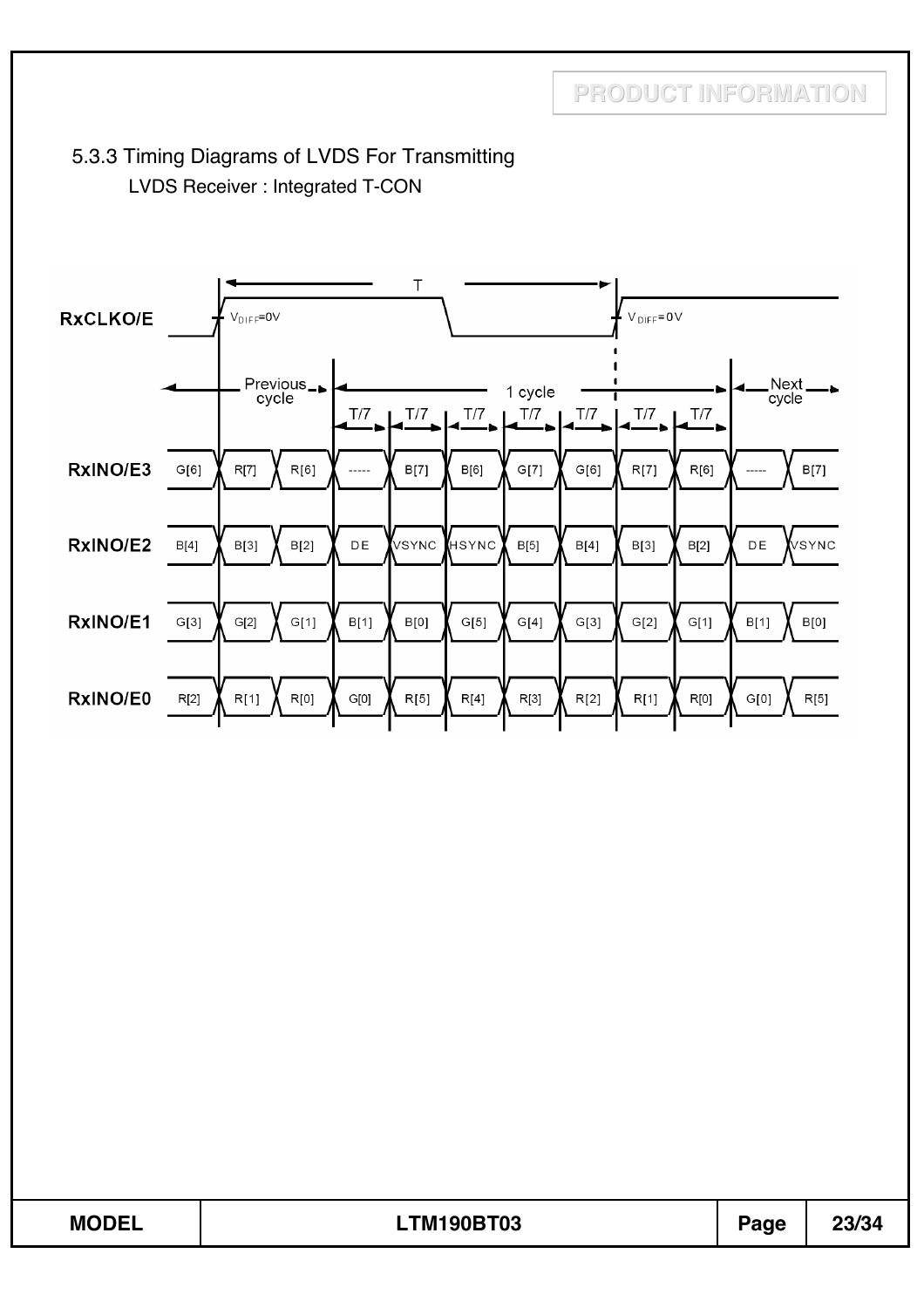### 5.3.3 Timing Diagrams of LVDS For Transmitting

LVDS Receiver : Integrated T-CON

| Signal | Previous cycle | | | 1 cycle (T/7) | | | | | | | Next cycle | |
|---|---|---|---|---|---|---|---|---|---|---|---|---|
| RxCLKO/E | $V_{DIFF}$=0V | | | | | | | | $V_{DIFF}$=0V | | | |
| RxINO/E3 | G[6] | R[7] | R[6] | ----- | B[7] | B[6] | G[7] | G[6] | R[7] | R[6] | ----- | B[7] |
| RxINO/E2 | B[4] | B[3] | B[2] | DE | VSYNC | HSYNC | B[5] | B[4] | B[3] | B[2] | DE | VSYNC |
| RxINO/E1 | G[3] | G[2] | G[1] | B[1] | B[0] | G[5] | G[4] | G[3] | G[2] | G[1] | B[1] | B[0] |
| RxINO/E0 | R[2] | R[1] | R[0] | G[0] | R[5] | R[4] | R[3] | R[2] | R[1] | R[0] | G[0] | R[5] |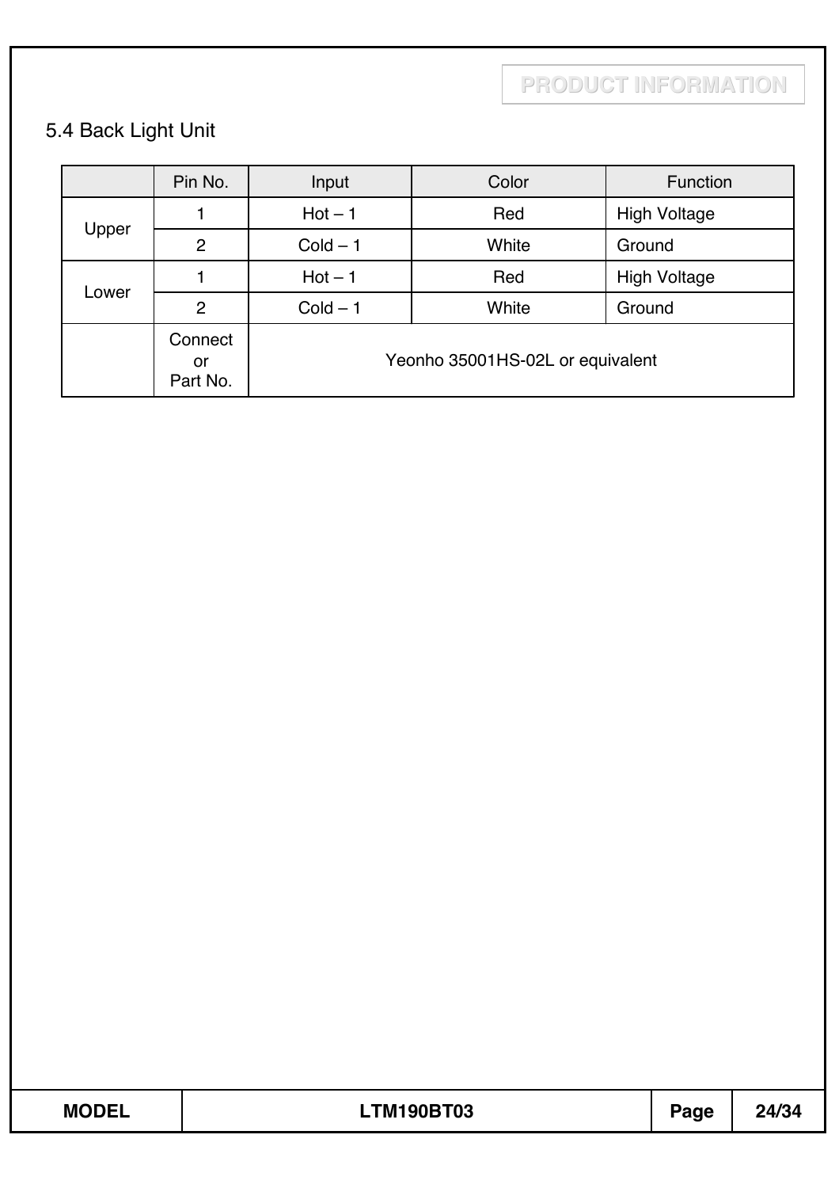### 5.4 Back Light Unit

| | Pin No. | Input | Color | Function |
|---|---|---|---|---|
| Upper | 1 | Hot – 1 | Red | High Voltage |
| | 2 | Cold – 1 | White | Ground |
| Lower | 1 | Hot – 1 | Red | High Voltage |
| | 2 | Cold – 1 | White | Ground |
| | Connector Part No. | Yeonho 35001HS-02L or equivalent | | |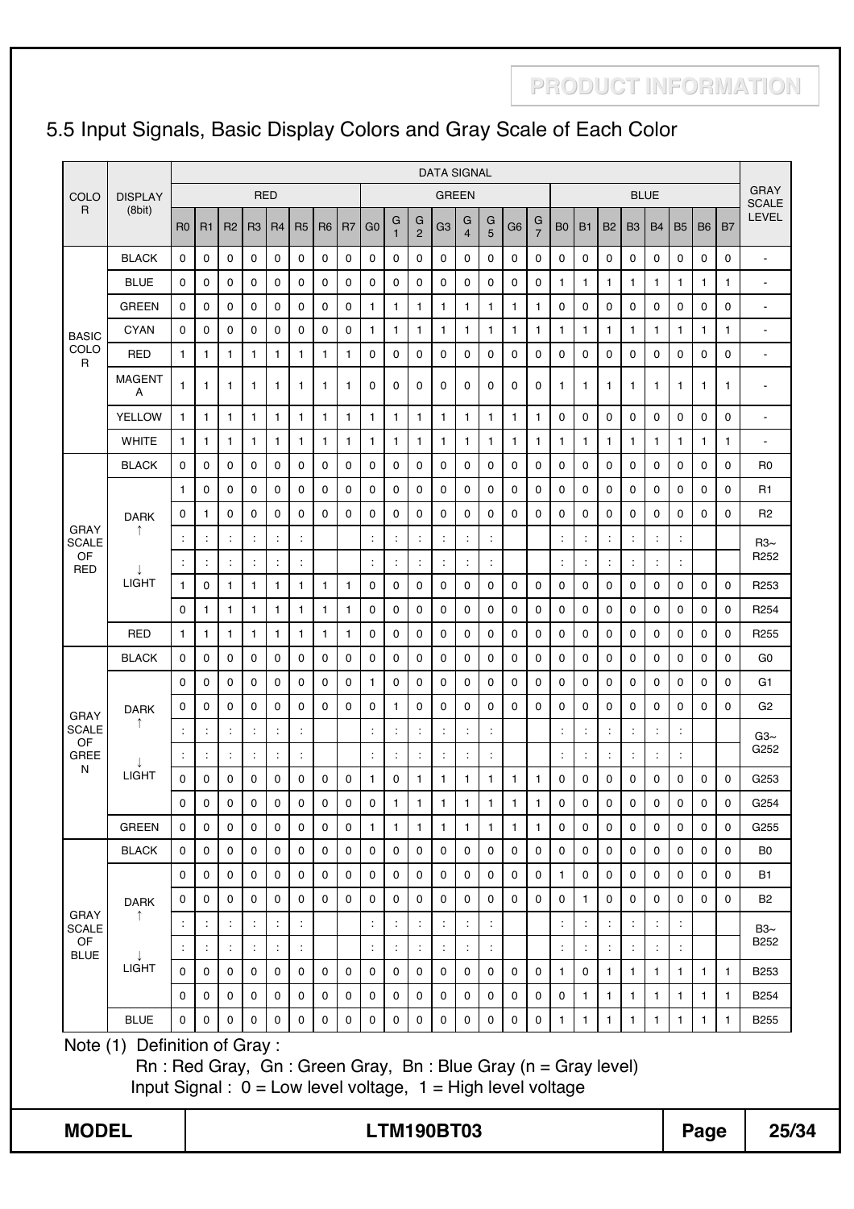## 5.5 Input Signals, Basic Display Colors and Gray Scale of Each Color

| COLOR | DISPLAY (8bit) | DATA SIGNAL | | | | | | | | | | | | | | | | | | | | | | | | GRAY SCALE LEVEL |
|---|---|---|---|---|---|---|---|---|---|---|---|---|---|---|---|---|---|---|---|---|---|---|---|---|---|---|
| | | RED | | | | | | | | GREEN | | | | | | | | BLUE | | | | | | | | |
| | | R0 | R1 | R2 | R3 | R4 | R5 | R6 | R7 | G0 | G1 | G2 | G3 | G4 | G5 | G6 | G7 | B0 | B1 | B2 | B3 | B4 | B5 | B6 | B7 | |
| BASIC COLOR | BLACK | 0 | 0 | 0 | 0 | 0 | 0 | 0 | 0 | 0 | 0 | 0 | 0 | 0 | 0 | 0 | 0 | 0 | 0 | 0 | 0 | 0 | 0 | 0 | 0 | - |
| | BLUE | 0 | 0 | 0 | 0 | 0 | 0 | 0 | 0 | 0 | 0 | 0 | 0 | 0 | 0 | 0 | 0 | 1 | 1 | 1 | 1 | 1 | 1 | 1 | 1 | - |
| | GREEN | 0 | 0 | 0 | 0 | 0 | 0 | 0 | 0 | 1 | 1 | 1 | 1 | 1 | 1 | 1 | 1 | 0 | 0 | 0 | 0 | 0 | 0 | 0 | 0 | - |
| | CYAN | 0 | 0 | 0 | 0 | 0 | 0 | 0 | 0 | 1 | 1 | 1 | 1 | 1 | 1 | 1 | 1 | 1 | 1 | 1 | 1 | 1 | 1 | 1 | 1 | - |
| | RED | 1 | 1 | 1 | 1 | 1 | 1 | 1 | 1 | 0 | 0 | 0 | 0 | 0 | 0 | 0 | 0 | 0 | 0 | 0 | 0 | 0 | 0 | 0 | 0 | - |
| | MAGENTA | 1 | 1 | 1 | 1 | 1 | 1 | 1 | 1 | 0 | 0 | 0 | 0 | 0 | 0 | 0 | 0 | 1 | 1 | 1 | 1 | 1 | 1 | 1 | 1 | - |
| | YELLOW | 1 | 1 | 1 | 1 | 1 | 1 | 1 | 1 | 1 | 1 | 1 | 1 | 1 | 1 | 1 | 1 | 0 | 0 | 0 | 0 | 0 | 0 | 0 | 0 | - |
| | WHITE | 1 | 1 | 1 | 1 | 1 | 1 | 1 | 1 | 1 | 1 | 1 | 1 | 1 | 1 | 1 | 1 | 1 | 1 | 1 | 1 | 1 | 1 | 1 | 1 | - |
| GRAY SCALE OF RED | BLACK | 0 | 0 | 0 | 0 | 0 | 0 | 0 | 0 | 0 | 0 | 0 | 0 | 0 | 0 | 0 | 0 | 0 | 0 | 0 | 0 | 0 | 0 | 0 | 0 | R0 |
| | DARK ↑ | 1 | 0 | 0 | 0 | 0 | 0 | 0 | 0 | 0 | 0 | 0 | 0 | 0 | 0 | 0 | 0 | 0 | 0 | 0 | 0 | 0 | 0 | 0 | 0 | R1 |
| | | 0 | 1 | 0 | 0 | 0 | 0 | 0 | 0 | 0 | 0 | 0 | 0 | 0 | 0 | 0 | 0 | 0 | 0 | 0 | 0 | 0 | 0 | 0 | 0 | R2 |
| | | : | : | : | : | : | : | | | : | : | : | : | : | : | | | : | : | : | : | : | : | | | R3~ R252 |
| | | : | : | : | : | : | : | | | : | : | : | : | : | : | | | : | : | : | : | : | : | | | |
| | ↓ LIGHT | 1 | 0 | 1 | 1 | 1 | 1 | 1 | 1 | 0 | 0 | 0 | 0 | 0 | 0 | 0 | 0 | 0 | 0 | 0 | 0 | 0 | 0 | 0 | 0 | R253 |
| | | 0 | 1 | 1 | 1 | 1 | 1 | 1 | 1 | 0 | 0 | 0 | 0 | 0 | 0 | 0 | 0 | 0 | 0 | 0 | 0 | 0 | 0 | 0 | 0 | R254 |
| | RED | 1 | 1 | 1 | 1 | 1 | 1 | 1 | 1 | 0 | 0 | 0 | 0 | 0 | 0 | 0 | 0 | 0 | 0 | 0 | 0 | 0 | 0 | 0 | 0 | R255 |
| GRAY SCALE OF GREEN | BLACK | 0 | 0 | 0 | 0 | 0 | 0 | 0 | 0 | 0 | 0 | 0 | 0 | 0 | 0 | 0 | 0 | 0 | 0 | 0 | 0 | 0 | 0 | 0 | 0 | G0 |
| | DARK ↑ | 0 | 0 | 0 | 0 | 0 | 0 | 0 | 0 | 1 | 0 | 0 | 0 | 0 | 0 | 0 | 0 | 0 | 0 | 0 | 0 | 0 | 0 | 0 | 0 | G1 |
| | | 0 | 0 | 0 | 0 | 0 | 0 | 0 | 0 | 0 | 1 | 0 | 0 | 0 | 0 | 0 | 0 | 0 | 0 | 0 | 0 | 0 | 0 | 0 | 0 | G2 |
| | | : | : | : | : | : | : | | | : | : | : | : | : | : | | | : | : | : | : | : | : | | | G3~ G252 |
| | | : | : | : | : | : | : | | | : | : | : | : | : | : | | | : | : | : | : | : | : | | | |
| | ↓ LIGHT | 0 | 0 | 0 | 0 | 0 | 0 | 0 | 0 | 1 | 0 | 1 | 1 | 1 | 1 | 1 | 1 | 0 | 0 | 0 | 0 | 0 | 0 | 0 | 0 | G253 |
| | | 0 | 0 | 0 | 0 | 0 | 0 | 0 | 0 | 0 | 1 | 1 | 1 | 1 | 1 | 1 | 1 | 0 | 0 | 0 | 0 | 0 | 0 | 0 | 0 | G254 |
| | GREEN | 0 | 0 | 0 | 0 | 0 | 0 | 0 | 0 | 1 | 1 | 1 | 1 | 1 | 1 | 1 | 1 | 0 | 0 | 0 | 0 | 0 | 0 | 0 | 0 | G255 |
| GRAY SCALE OF BLUE | BLACK | 0 | 0 | 0 | 0 | 0 | 0 | 0 | 0 | 0 | 0 | 0 | 0 | 0 | 0 | 0 | 0 | 0 | 0 | 0 | 0 | 0 | 0 | 0 | 0 | B0 |
| | DARK ↑ | 0 | 0 | 0 | 0 | 0 | 0 | 0 | 0 | 0 | 0 | 0 | 0 | 0 | 0 | 0 | 0 | 1 | 0 | 0 | 0 | 0 | 0 | 0 | 0 | B1 |
| | | 0 | 0 | 0 | 0 | 0 | 0 | 0 | 0 | 0 | 0 | 0 | 0 | 0 | 0 | 0 | 0 | 0 | 1 | 0 | 0 | 0 | 0 | 0 | 0 | B2 |
| | | : | : | : | : | : | : | | | : | : | : | : | : | : | | | : | : | : | : | : | : | | | B3~ B252 |
| | | : | : | : | : | : | : | | | : | : | : | : | : | : | | | : | : | : | : | : | : | | | |
| | ↓ LIGHT | 0 | 0 | 0 | 0 | 0 | 0 | 0 | 0 | 0 | 0 | 0 | 0 | 0 | 0 | 0 | 0 | 1 | 0 | 1 | 1 | 1 | 1 | 1 | 1 | B253 |
| | | 0 | 0 | 0 | 0 | 0 | 0 | 0 | 0 | 0 | 0 | 0 | 0 | 0 | 0 | 0 | 0 | 0 | 1 | 1 | 1 | 1 | 1 | 1 | 1 | B254 |
| | BLUE | 0 | 0 | 0 | 0 | 0 | 0 | 0 | 0 | 0 | 0 | 0 | 0 | 0 | 0 | 0 | 0 | 1 | 1 | 1 | 1 | 1 | 1 | 1 | 1 | B255 |

Note (1) Definition of Gray :

Rn : Red Gray, Gn : Green Gray, Bn : Blue Gray (n = Gray level)

Input Signal : 0 = Low level voltage, 1 = High level voltage

| MODEL | LTM190BT03 | Page | 25/34 |
|---|---|---|---|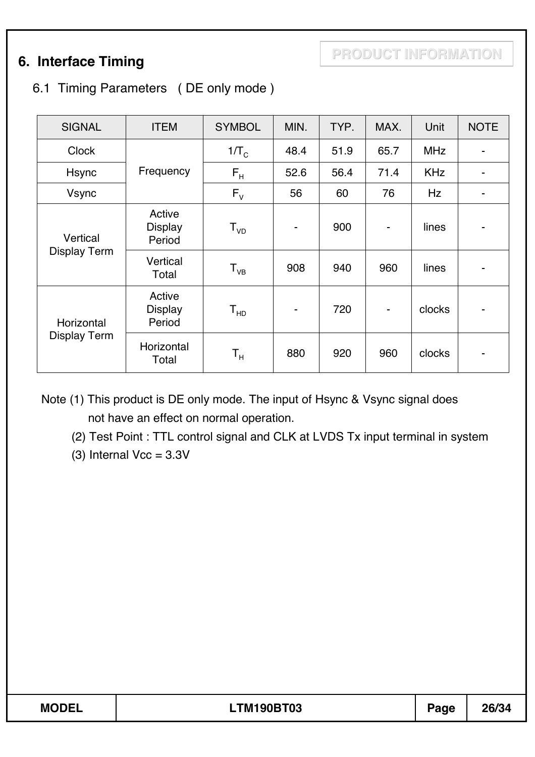## 6. Interface Timing

PRODUCT INFORMATION

### 6.1 Timing Parameters ( DE only mode )

| SIGNAL | ITEM | SYMBOL | MIN. | TYP. | MAX. | Unit | NOTE |
|---|---|---|---|---|---|---|---|
| Clock | Frequency | $1/T_C$ | 48.4 | 51.9 | 65.7 | MHz | - |
| Hsync | | $F_H$ | 52.6 | 56.4 | 71.4 | KHz | - |
| Vsync | | $F_V$ | 56 | 60 | 76 | Hz | - |
| Vertical Display Term | Active Display Period | $T_{VD}$ | - | 900 | - | lines | - |
| | Vertical Total | $T_{VB}$ | 908 | 940 | 960 | lines | - |
| Horizontal Display Term | Active Display Period | $T_{HD}$ | - | 720 | - | clocks | - |
| | Horizontal Total | $T_H$ | 880 | 920 | 960 | clocks | - |

Note (1) This product is DE only mode. The input of Hsync & Vsync signal does not have an effect on normal operation.

(2) Test Point : TTL control signal and CLK at LVDS Tx input terminal in system

(3) Internal Vcc = 3.3V

| MODEL | LTM190BT03 |
|---|---|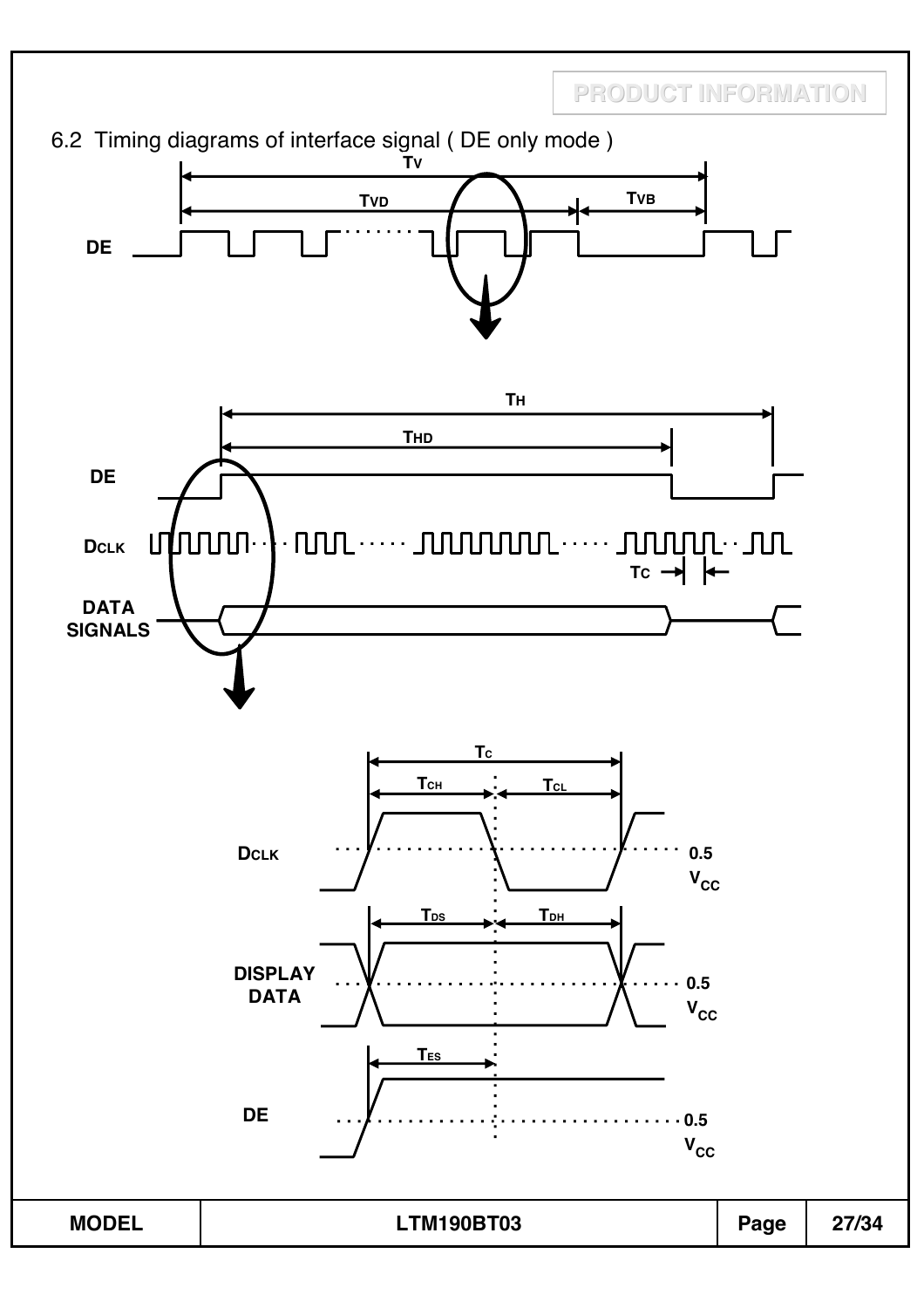## 6.2 Timing diagrams of interface signal ( DE only mode )

TV

TVD

TVB

DE

TH

THD

DE

DCLK

TC

DATA SIGNALS

TC

TCH

TCL

DCLK

0.5 $V_{CC}$

TDS

TDH

DISPLAY DATA

0.5 $V_{CC}$

TES

DE

0.5 $V_{CC}$

| MODEL | LTM190BT03 |
|---|---|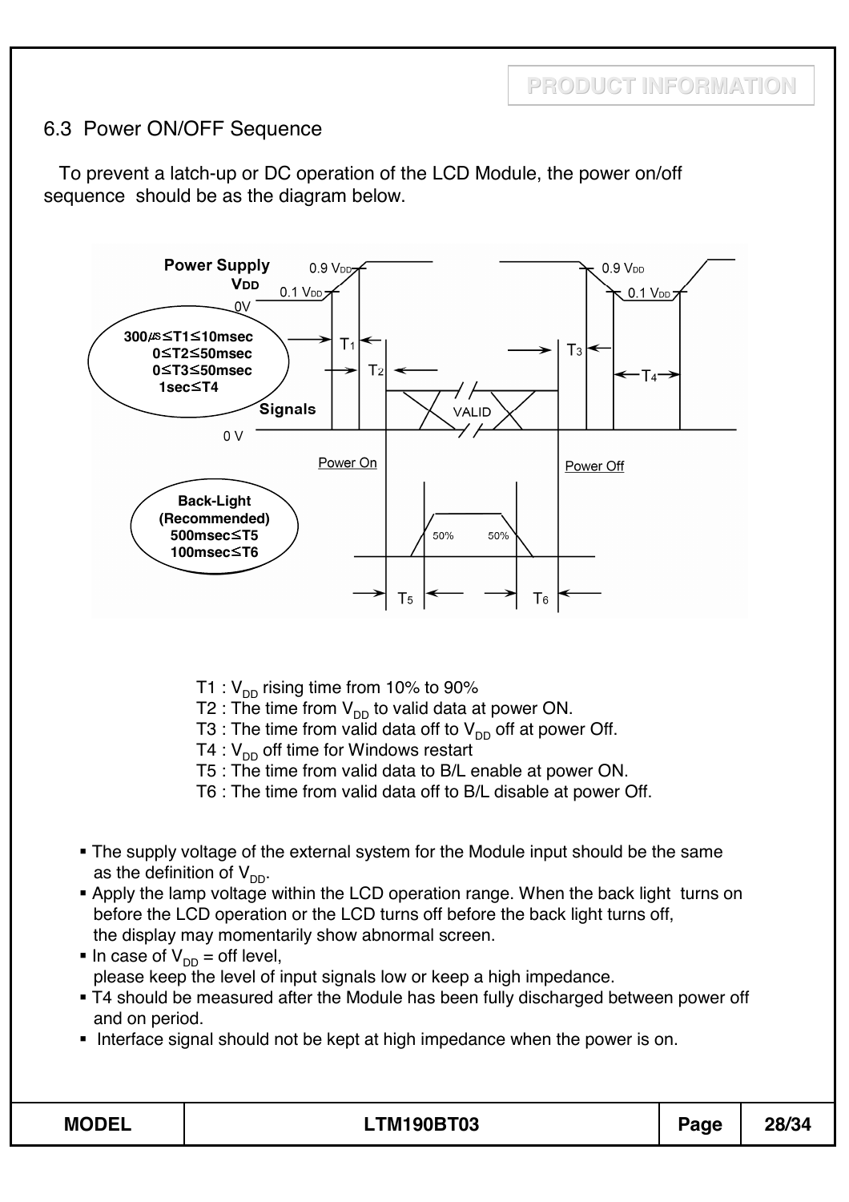## 6.3 Power ON/OFF Sequence

To prevent a latch-up or DC operation of the LCD Module, the power on/off sequence should be as the diagram below.

T1 : $V_{DD}$ rising time from 10% to 90%

T2 : The time from $V_{DD}$ to valid data at power ON.

T3 : The time from valid data off to $V_{DD}$ off at power Off.

T4 : $V_{DD}$ off time for Windows restart

T5 : The time from valid data to B/L enable at power ON.

T6 : The time from valid data off to B/L disable at power Off.

- The supply voltage of the external system for the Module input should be the same as the definition of $V_{DD}$.
- Apply the lamp voltage within the LCD operation range. When the back light turns on before the LCD operation or the LCD turns off before the back light turns off, the display may momentarily show abnormal screen.
- In case of $V_{DD}$ = off level, please keep the level of input signals low or keep a high impedance.
- T4 should be measured after the Module has been fully discharged between power off and on period.
- Interface signal should not be kept at high impedance when the power is on.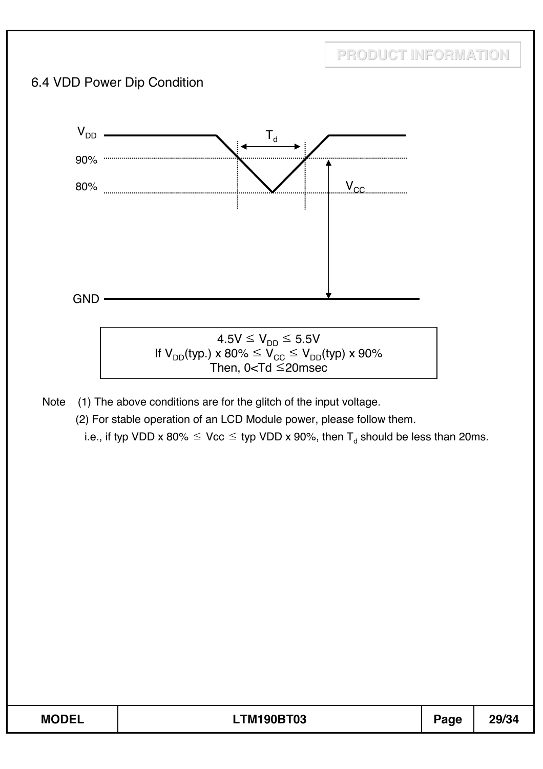## 6.4 VDD Power Dip Condition

$4.5V \leq V_{DD} \leq 5.5V$
If $V_{DD}$(typ.) x 80% $\leq V_{CC} \leq V_{DD}$(typ) x 90%
Then, $0 < Td \leq 20$msec

Note (1) The above conditions are for the glitch of the input voltage.

(2) For stable operation of an LCD Module power, please follow them.
i.e., if typ VDD x 80% $\leq$ Vcc $\leq$ typ VDD x 90%, then $T_d$ should be less than 20ms.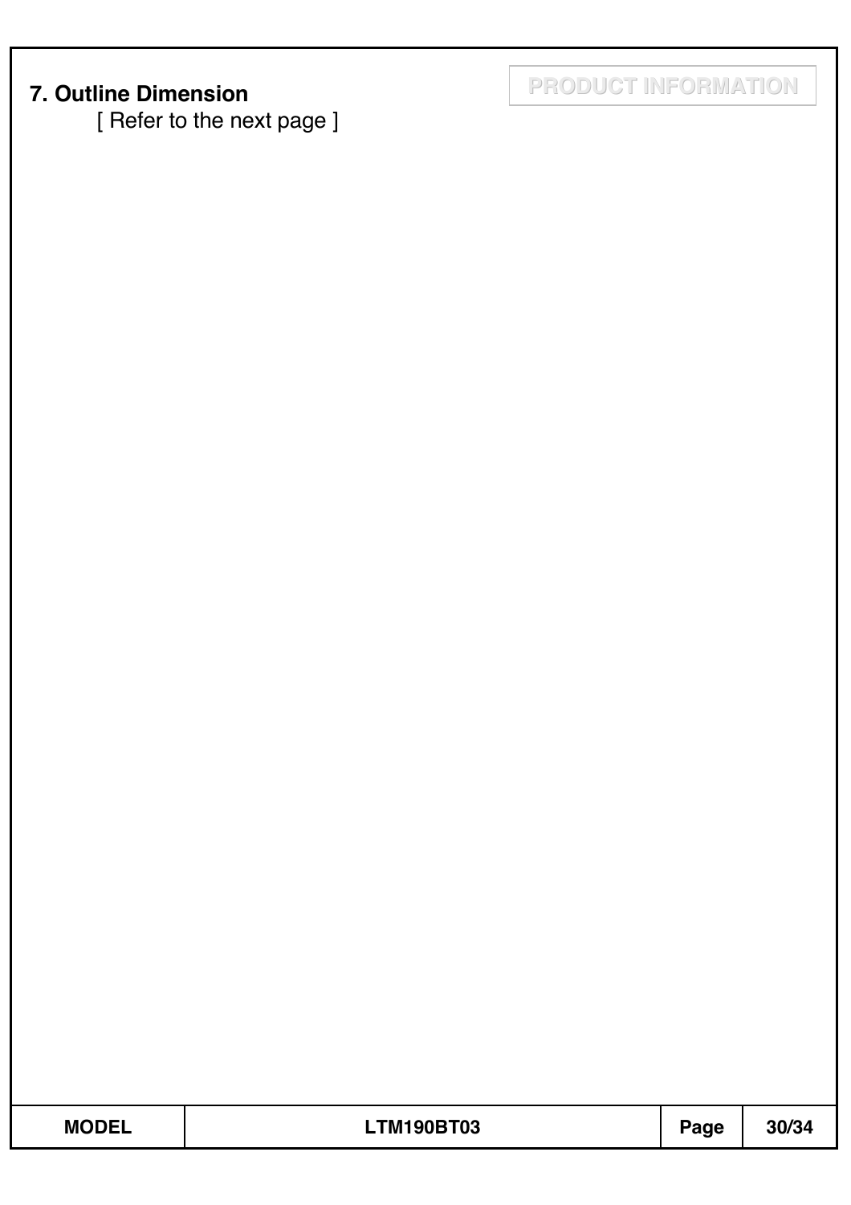## 7. Outline Dimension

[ Refer to the next page ]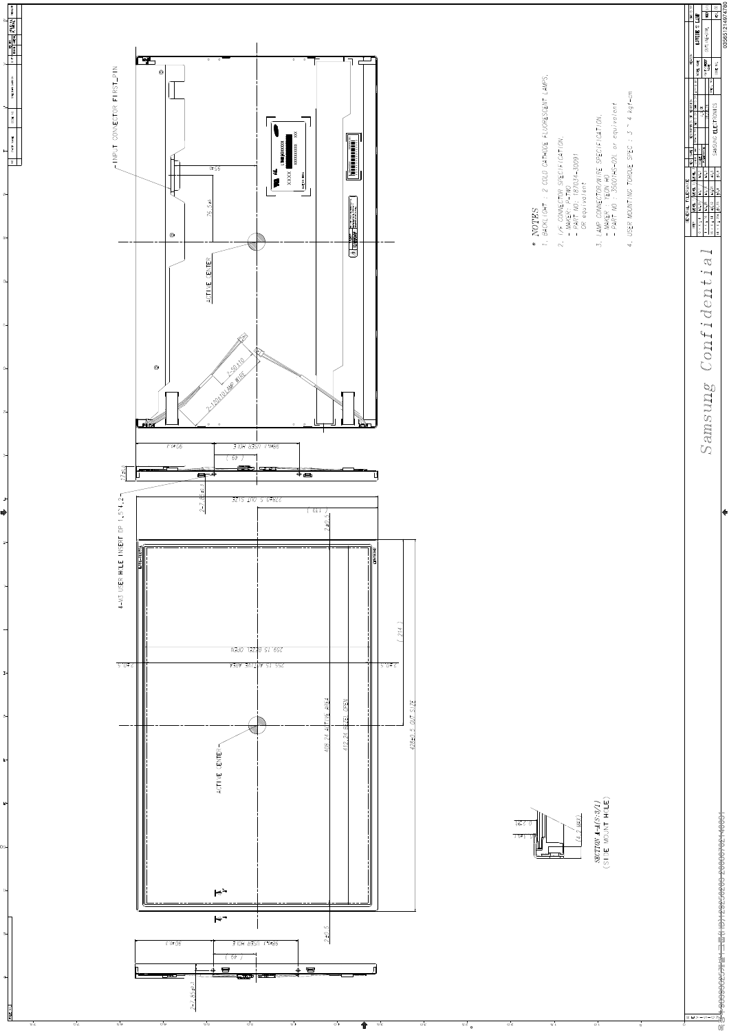* NOTES

1. BACKLIGHT : 2 COLD CATHODE FLUORESCENT LAMPS.
2. I/F CONNECTOR SPECIFICATION.
   - MAKER : P-TWO
   - PART NO. : 187034-30091
     OR equivalent
3. LAMP CONNECTOR/WIRE SPECIFICATION.
   - MAKER : YEON HO
   - PART NO. : 35001HS-02L or equivalent
4. USER MOUNTING TORQUE SPEC : 3 ~ 4 kgf-cm

INPUT CONNECTOR FIRST_PIN

ACTIVE CENTER

2-120±10 LAMP WIRE

2-50±10

76.5±

4-M3 USER HOLE INSERT DP 1.5~4.2

428±0.5 OUT SIZE

412.24 BEZEL OPEN

408.24 ACTIVE AREA

278±0.5 OUT SIZE

259.15 BEZEL OPEN

255.15 ACTIVE AREA

SECTION A-A(S:3/1)
(SIDE MOUNT HOLE)

(4.2 MAX)

Samsung Confidential

SAMSUNG ELECTRONICS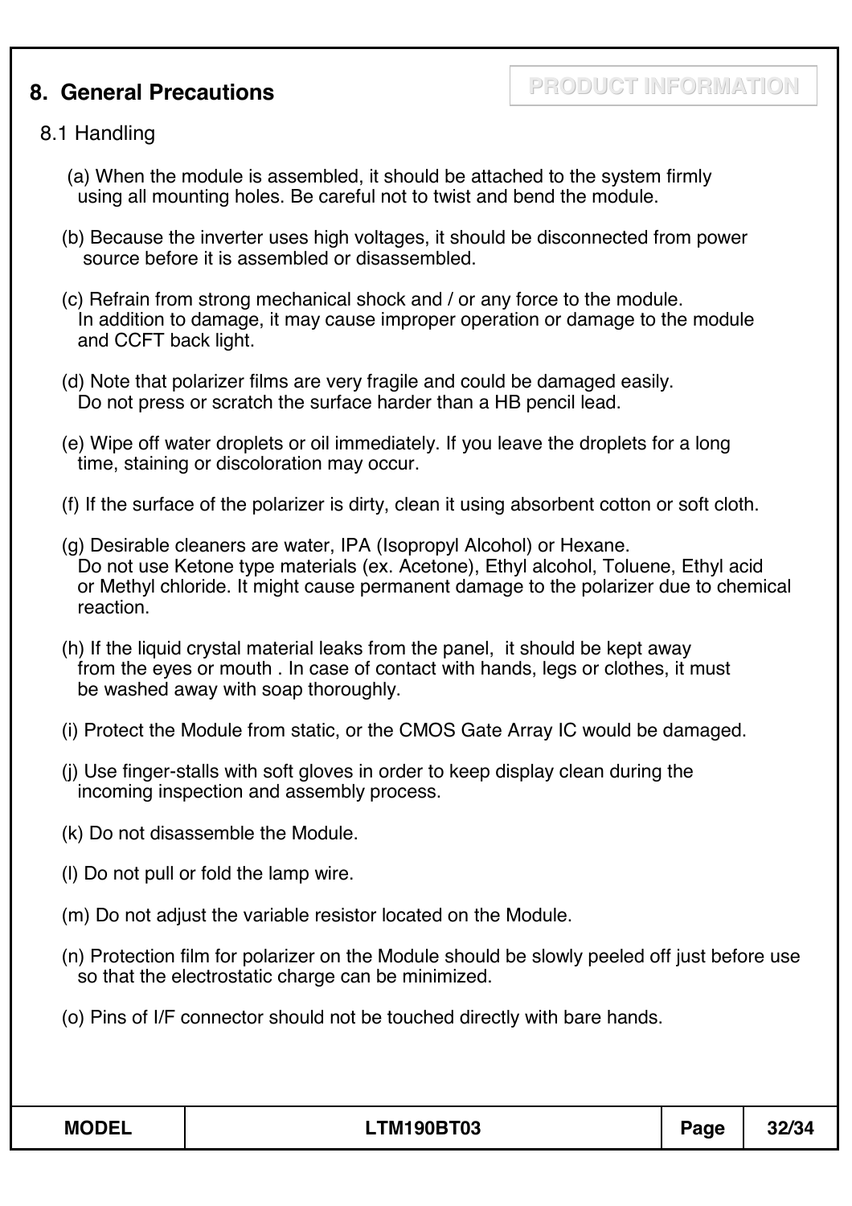## 8. General Precautions

PRODUCT INFORMATION

### 8.1 Handling

(a) When the module is assembled, it should be attached to the system firmly using all mounting holes. Be careful not to twist and bend the module.

(b) Because the inverter uses high voltages, it should be disconnected from power source before it is assembled or disassembled.

(c) Refrain from strong mechanical shock and / or any force to the module. In addition to damage, it may cause improper operation or damage to the module and CCFT back light.

(d) Note that polarizer films are very fragile and could be damaged easily. Do not press or scratch the surface harder than a HB pencil lead.

(e) Wipe off water droplets or oil immediately. If you leave the droplets for a long time, staining or discoloration may occur.

(f) If the surface of the polarizer is dirty, clean it using absorbent cotton or soft cloth.

(g) Desirable cleaners are water, IPA (Isopropyl Alcohol) or Hexane. Do not use Ketone type materials (ex. Acetone), Ethyl alcohol, Toluene, Ethyl acid or Methyl chloride. It might cause permanent damage to the polarizer due to chemical reaction.

(h) If the liquid crystal material leaks from the panel, it should be kept away from the eyes or mouth . In case of contact with hands, legs or clothes, it must be washed away with soap thoroughly.

(i) Protect the Module from static, or the CMOS Gate Array IC would be damaged.

(j) Use finger-stalls with soft gloves in order to keep display clean during the incoming inspection and assembly process.

(k) Do not disassemble the Module.

(l) Do not pull or fold the lamp wire.

(m) Do not adjust the variable resistor located on the Module.

(n) Protection film for polarizer on the Module should be slowly peeled off just before use so that the electrostatic charge can be minimized.

(o) Pins of I/F connector should not be touched directly with bare hands.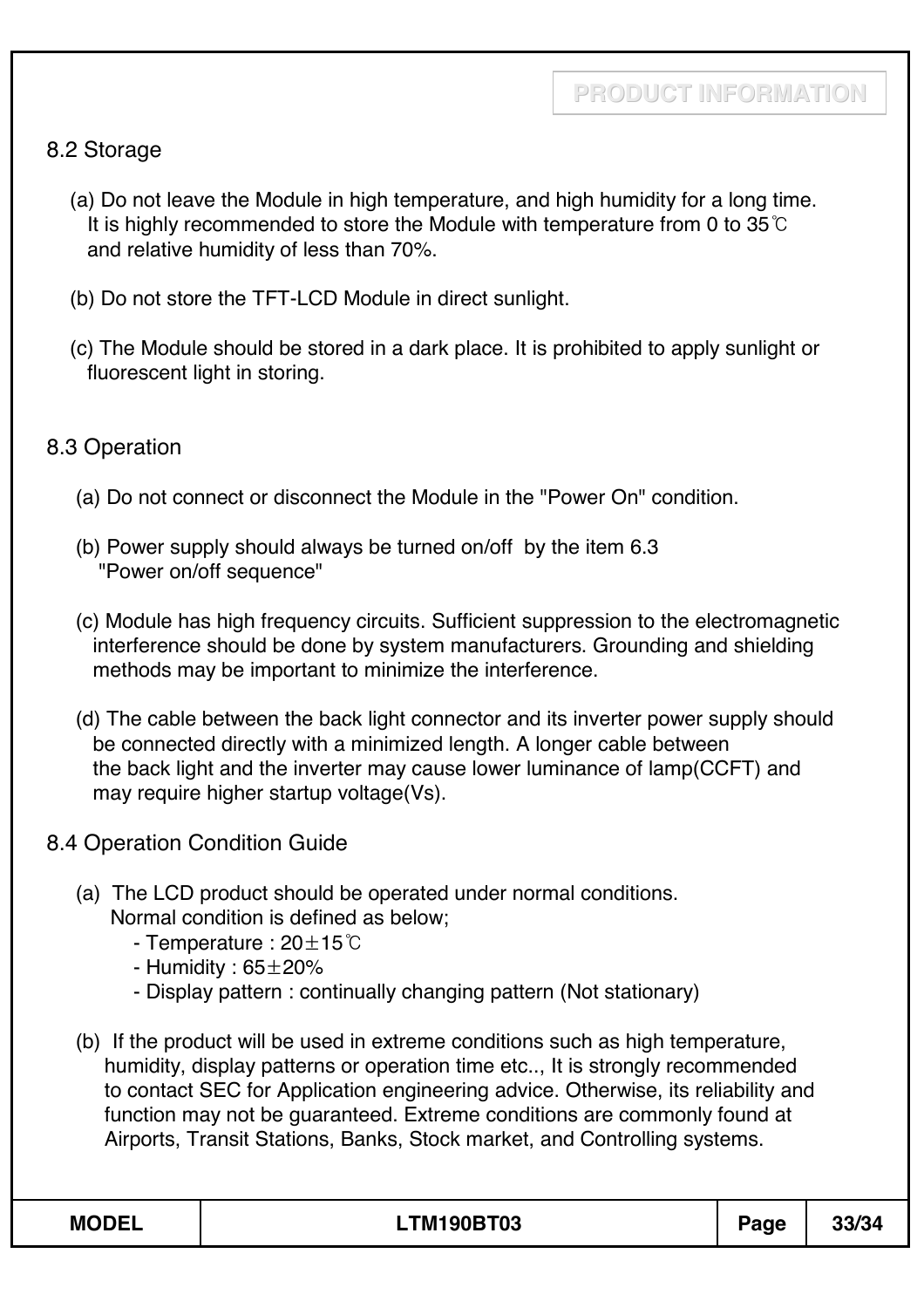## 8.2 Storage

(a) Do not leave the Module in high temperature, and high humidity for a long time. It is highly recommended to store the Module with temperature from 0 to 35℃ and relative humidity of less than 70%.

(b) Do not store the TFT-LCD Module in direct sunlight.

(c) The Module should be stored in a dark place. It is prohibited to apply sunlight or fluorescent light in storing.

## 8.3 Operation

(a) Do not connect or disconnect the Module in the "Power On" condition.

(b) Power supply should always be turned on/off by the item 6.3 "Power on/off sequence"

(c) Module has high frequency circuits. Sufficient suppression to the electromagnetic interference should be done by system manufacturers. Grounding and shielding methods may be important to minimize the interference.

(d) The cable between the back light connector and its inverter power supply should be connected directly with a minimized length. A longer cable between the back light and the inverter may cause lower luminance of lamp(CCFT) and may require higher startup voltage(Vs).

## 8.4 Operation Condition Guide

(a) The LCD product should be operated under normal conditions. Normal condition is defined as below;
- Temperature : 20±15℃
- Humidity : 65±20%
- Display pattern : continually changing pattern (Not stationary)

(b) If the product will be used in extreme conditions such as high temperature, humidity, display patterns or operation time etc.., It is strongly recommended to contact SEC for Application engineering advice. Otherwise, its reliability and function may not be guaranteed. Extreme conditions are commonly found at Airports, Transit Stations, Banks, Stock market, and Controlling systems.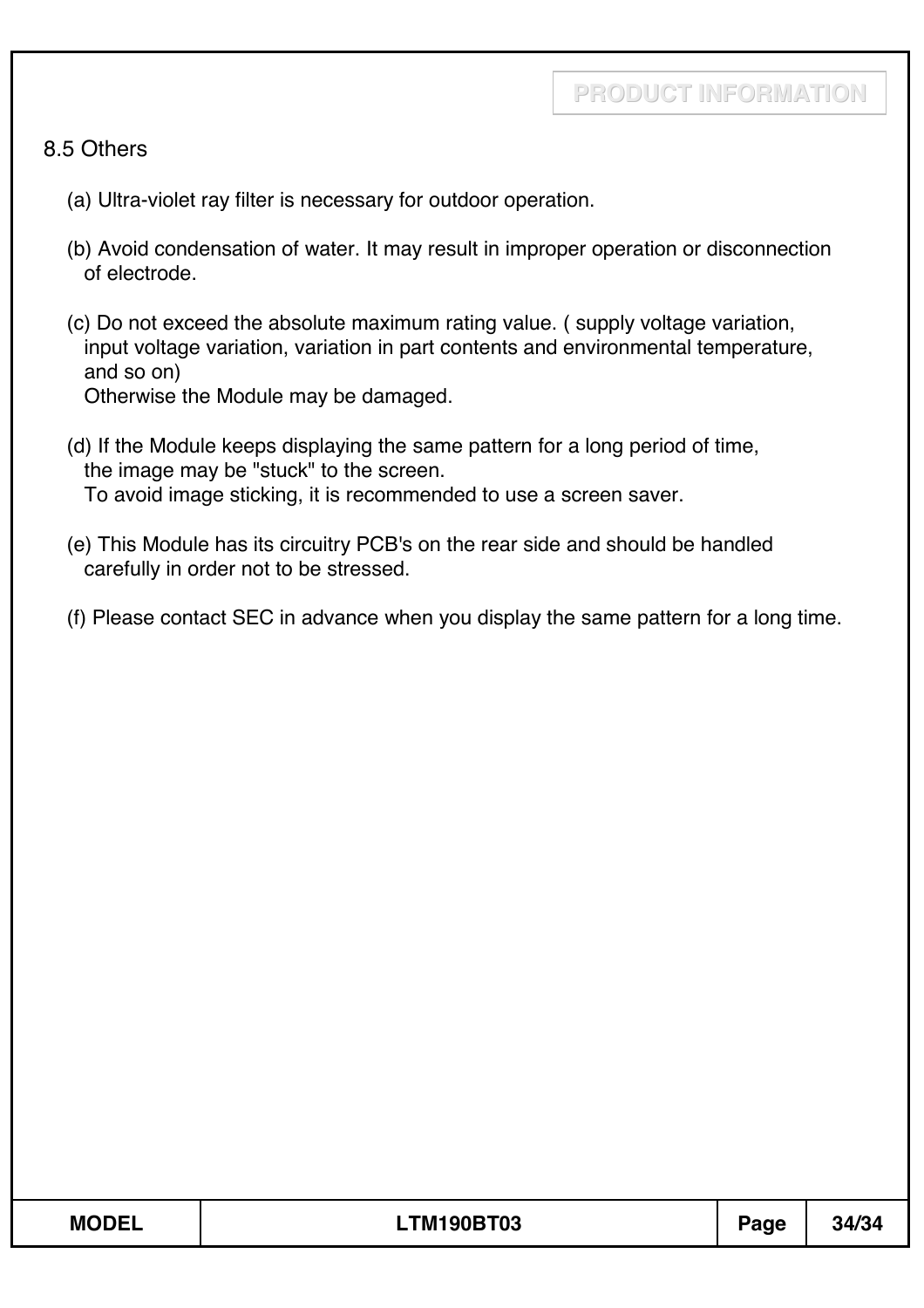## 8.5 Others

(a) Ultra-violet ray filter is necessary for outdoor operation.

(b) Avoid condensation of water. It may result in improper operation or disconnection of electrode.

(c) Do not exceed the absolute maximum rating value. ( supply voltage variation, input voltage variation, variation in part contents and environmental temperature, and so on)
Otherwise the Module may be damaged.

(d) If the Module keeps displaying the same pattern for a long period of time, the image may be "stuck" to the screen.
To avoid image sticking, it is recommended to use a screen saver.

(e) This Module has its circuitry PCB's on the rear side and should be handled carefully in order not to be stressed.

(f) Please contact SEC in advance when you display the same pattern for a long time.